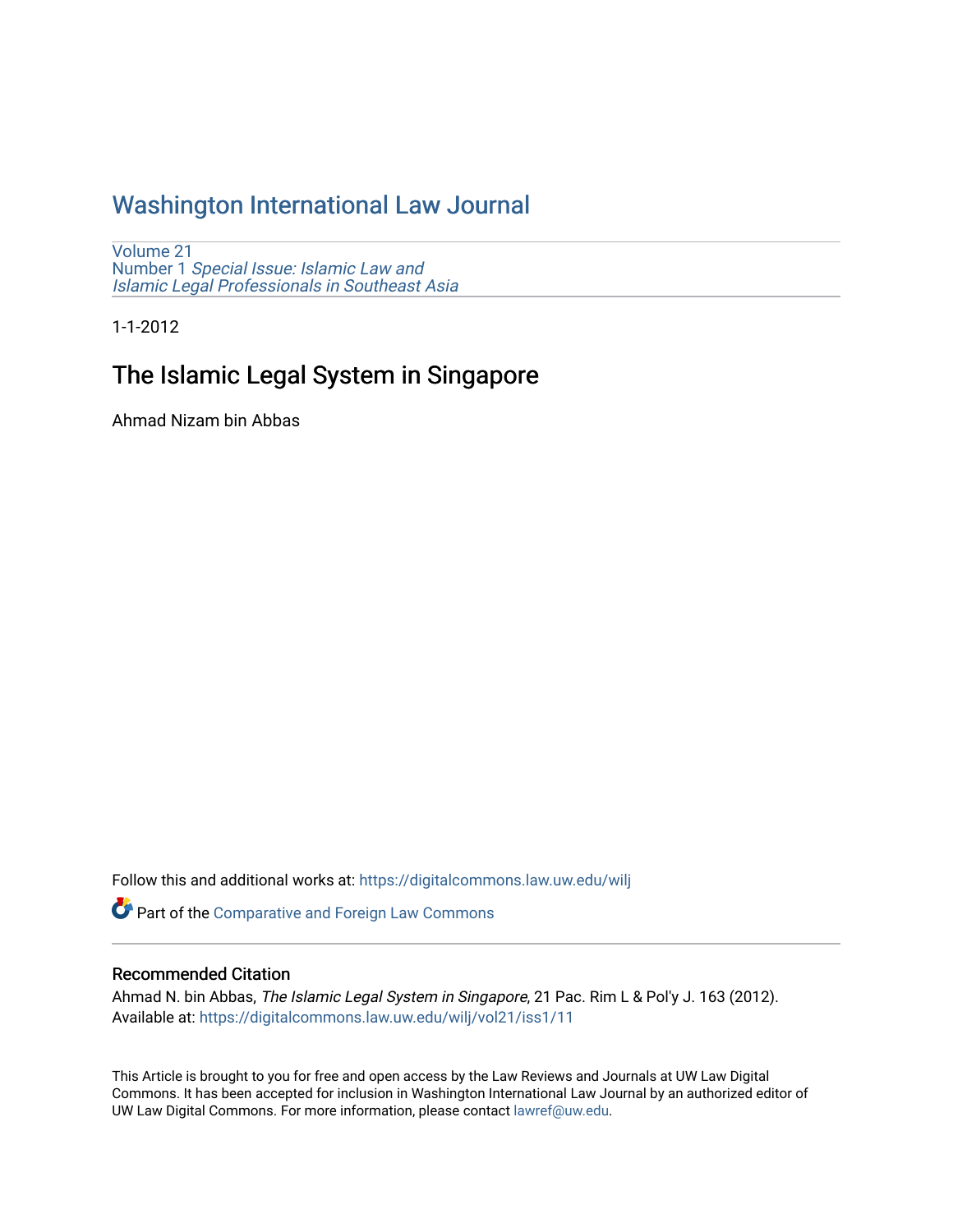# Washington International Law Journal

Volume 21
Number 1 *Special Issue: Islamic Law and Islamic Legal Professionals in Southeast Asia*

1-1-2012

## The Islamic Legal System in Singapore

Ahmad Nizam bin Abbas

Follow this and additional works at: https://digitalcommons.law.uw.edu/wilj

Part of the Comparative and Foreign Law Commons

### Recommended Citation

Ahmad N. bin Abbas, *The Islamic Legal System in Singapore*, 21 Pac. Rim L & Pol'y J. 163 (2012).
Available at: https://digitalcommons.law.uw.edu/wilj/vol21/iss1/11

This Article is brought to you for free and open access by the Law Reviews and Journals at UW Law Digital Commons. It has been accepted for inclusion in Washington International Law Journal by an authorized editor of UW Law Digital Commons. For more information, please contact lawref@uw.edu.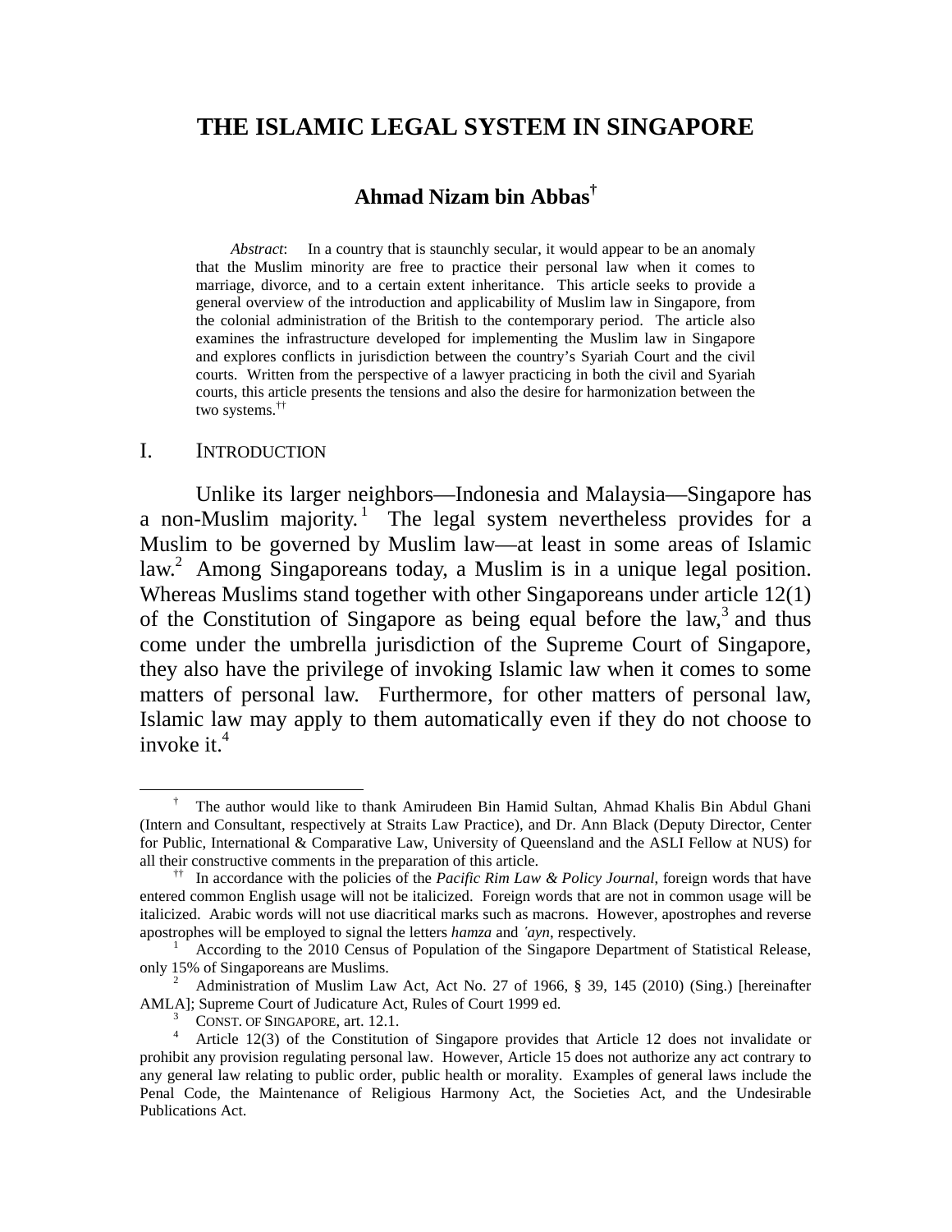# THE ISLAMIC LEGAL SYSTEM IN SINGAPORE

## Ahmad Nizam bin Abbas[†]

*Abstract*: In a country that is staunchly secular, it would appear to be an anomaly that the Muslim minority are free to practice their personal law when it comes to marriage, divorce, and to a certain extent inheritance. This article seeks to provide a general overview of the introduction and applicability of Muslim law in Singapore, from the colonial administration of the British to the contemporary period. The article also examines the infrastructure developed for implementing the Muslim law in Singapore and explores conflicts in jurisdiction between the country's Syariah Court and the civil courts. Written from the perspective of a lawyer practicing in both the civil and Syariah courts, this article presents the tensions and also the desire for harmonization between the two systems.[††]

## I. INTRODUCTION

Unlike its larger neighbors—Indonesia and Malaysia—Singapore has a non-Muslim majority.[1] The legal system nevertheless provides for a Muslim to be governed by Muslim law—at least in some areas of Islamic law.[2] Among Singaporeans today, a Muslim is in a unique legal position. Whereas Muslims stand together with other Singaporeans under article 12(1) of the Constitution of Singapore as being equal before the law,[3] and thus come under the umbrella jurisdiction of the Supreme Court of Singapore, they also have the privilege of invoking Islamic law when it comes to some matters of personal law. Furthermore, for other matters of personal law, Islamic law may apply to them automatically even if they do not choose to invoke it.[4]

---

[†] The author would like to thank Amirudeen Bin Hamid Sultan, Ahmad Khalis Bin Abdul Ghani (Intern and Consultant, respectively at Straits Law Practice), and Dr. Ann Black (Deputy Director, Center for Public, International & Comparative Law, University of Queensland and the ASLI Fellow at NUS) for all their constructive comments in the preparation of this article.

[††] In accordance with the policies of the *Pacific Rim Law & Policy Journal*, foreign words that have entered common English usage will not be italicized. Foreign words that are not in common usage will be italicized. Arabic words will not use diacritical marks such as macrons. However, apostrophes and reverse apostrophes will be employed to signal the letters *hamza* and *ʻayn*, respectively.

[1] According to the 2010 Census of Population of the Singapore Department of Statistical Release, only 15% of Singaporeans are Muslims.

[2] Administration of Muslim Law Act, Act No. 27 of 1966, § 39, 145 (2010) (Sing.) [hereinafter AMLA]; Supreme Court of Judicature Act, Rules of Court 1999 ed.

[3] CONST. OF SINGAPORE, art. 12.1.

[4] Article 12(3) of the Constitution of Singapore provides that Article 12 does not invalidate or prohibit any provision regulating personal law. However, Article 15 does not authorize any act contrary to any general law relating to public order, public health or morality. Examples of general laws include the Penal Code, the Maintenance of Religious Harmony Act, the Societies Act, and the Undesirable Publications Act.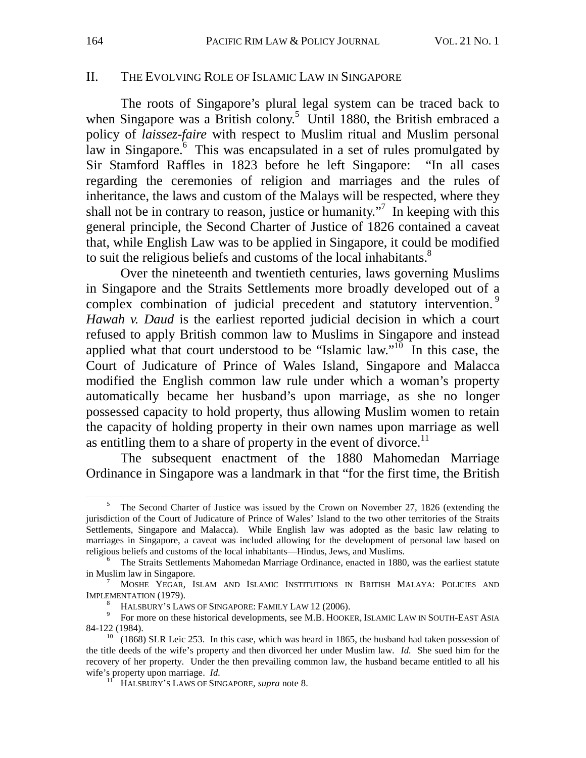## II. The Evolving Role of Islamic Law in Singapore

The roots of Singapore's plural legal system can be traced back to when Singapore was a British colony.[5] Until 1880, the British embraced a policy of *laissez-faire* with respect to Muslim ritual and Muslim personal law in Singapore.[6] This was encapsulated in a set of rules promulgated by Sir Stamford Raffles in 1823 before he left Singapore: "In all cases regarding the ceremonies of religion and marriages and the rules of inheritance, the laws and custom of the Malays will be respected, where they shall not be in contrary to reason, justice or humanity."[7] In keeping with this general principle, the Second Charter of Justice of 1826 contained a caveat that, while English Law was to be applied in Singapore, it could be modified to suit the religious beliefs and customs of the local inhabitants.[8]

Over the nineteenth and twentieth centuries, laws governing Muslims in Singapore and the Straits Settlements more broadly developed out of a complex combination of judicial precedent and statutory intervention.[9] *Hawah v. Daud* is the earliest reported judicial decision in which a court refused to apply British common law to Muslims in Singapore and instead applied what that court understood to be "Islamic law."[10] In this case, the Court of Judicature of Prince of Wales Island, Singapore and Malacca modified the English common law rule under which a woman's property automatically became her husband's upon marriage, as she no longer possessed capacity to hold property, thus allowing Muslim women to retain the capacity of holding property in their own names upon marriage as well as entitling them to a share of property in the event of divorce.[11]

The subsequent enactment of the 1880 Mahomedan Marriage Ordinance in Singapore was a landmark in that "for the first time, the British

---

[5] The Second Charter of Justice was issued by the Crown on November 27, 1826 (extending the jurisdiction of the Court of Judicature of Prince of Wales' Island to the two other territories of the Straits Settlements, Singapore and Malacca). While English law was adopted as the basic law relating to marriages in Singapore, a caveat was included allowing for the development of personal law based on religious beliefs and customs of the local inhabitants—Hindus, Jews, and Muslims.

[6] The Straits Settlements Mahomedan Marriage Ordinance, enacted in 1880, was the earliest statute in Muslim law in Singapore.

[7] Moshe Yegar, Islam and Islamic Institutions in British Malaya: Policies and Implementation (1979).

[8] Halsbury's Laws of Singapore: Family Law 12 (2006).

[9] For more on these historical developments, see M.B. Hooker, Islamic Law in South-East Asia 84-122 (1984).

[10] (1868) SLR Leic 253. In this case, which was heard in 1865, the husband had taken possession of the title deeds of the wife's property and then divorced her under Muslim law. *Id.* She sued him for the recovery of her property. Under the then prevailing common law, the husband became entitled to all his wife's property upon marriage. *Id.*

[11] Halsbury's Laws of Singapore, *supra* note 8.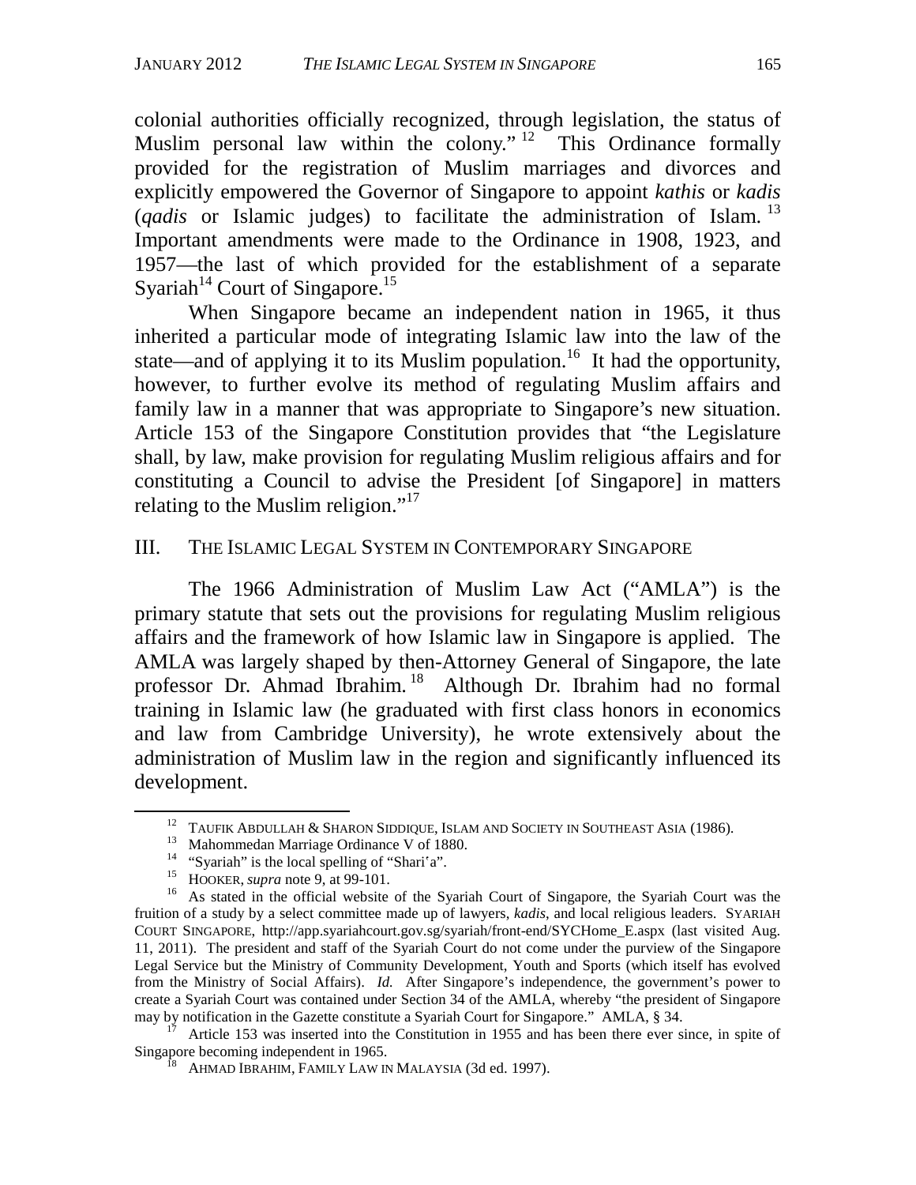colonial authorities officially recognized, through legislation, the status of Muslim personal law within the colony."[12] This Ordinance formally provided for the registration of Muslim marriages and divorces and explicitly empowered the Governor of Singapore to appoint *kathis* or *kadis* (*qadis* or Islamic judges) to facilitate the administration of Islam.[13] Important amendments were made to the Ordinance in 1908, 1923, and 1957—the last of which provided for the establishment of a separate Syariah[14] Court of Singapore.[15]

When Singapore became an independent nation in 1965, it thus inherited a particular mode of integrating Islamic law into the law of the state—and of applying it to its Muslim population.[16] It had the opportunity, however, to further evolve its method of regulating Muslim affairs and family law in a manner that was appropriate to Singapore's new situation. Article 153 of the Singapore Constitution provides that "the Legislature shall, by law, make provision for regulating Muslim religious affairs and for constituting a Council to advise the President [of Singapore] in matters relating to the Muslim religion."[17]

## III. THE ISLAMIC LEGAL SYSTEM IN CONTEMPORARY SINGAPORE

The 1966 Administration of Muslim Law Act ("AMLA") is the primary statute that sets out the provisions for regulating Muslim religious affairs and the framework of how Islamic law in Singapore is applied. The AMLA was largely shaped by then-Attorney General of Singapore, the late professor Dr. Ahmad Ibrahim.[18] Although Dr. Ibrahim had no formal training in Islamic law (he graduated with first class honors in economics and law from Cambridge University), he wrote extensively about the administration of Muslim law in the region and significantly influenced its development.

---

[12] TAUFIK ABDULLAH & SHARON SIDDIQUE, ISLAM AND SOCIETY IN SOUTHEAST ASIA (1986).

[13] Mahommedan Marriage Ordinance V of 1880.

[14] "Syariah" is the local spelling of "Shariʻa".

[15] HOOKER, *supra* note 9, at 99-101.

[16] As stated in the official website of the Syariah Court of Singapore, the Syariah Court was the fruition of a study by a select committee made up of lawyers, *kadis*, and local religious leaders. SYARIAH COURT SINGAPORE, http://app.syariahcourt.gov.sg/syariah/front-end/SYCHome_E.aspx (last visited Aug. 11, 2011). The president and staff of the Syariah Court do not come under the purview of the Singapore Legal Service but the Ministry of Community Development, Youth and Sports (which itself has evolved from the Ministry of Social Affairs). *Id.* After Singapore's independence, the government's power to create a Syariah Court was contained under Section 34 of the AMLA, whereby "the president of Singapore may by notification in the Gazette constitute a Syariah Court for Singapore." AMLA, § 34.

[17] Article 153 was inserted into the Constitution in 1955 and has been there ever since, in spite of Singapore becoming independent in 1965.

[18] AHMAD IBRAHIM, FAMILY LAW IN MALAYSIA (3d ed. 1997).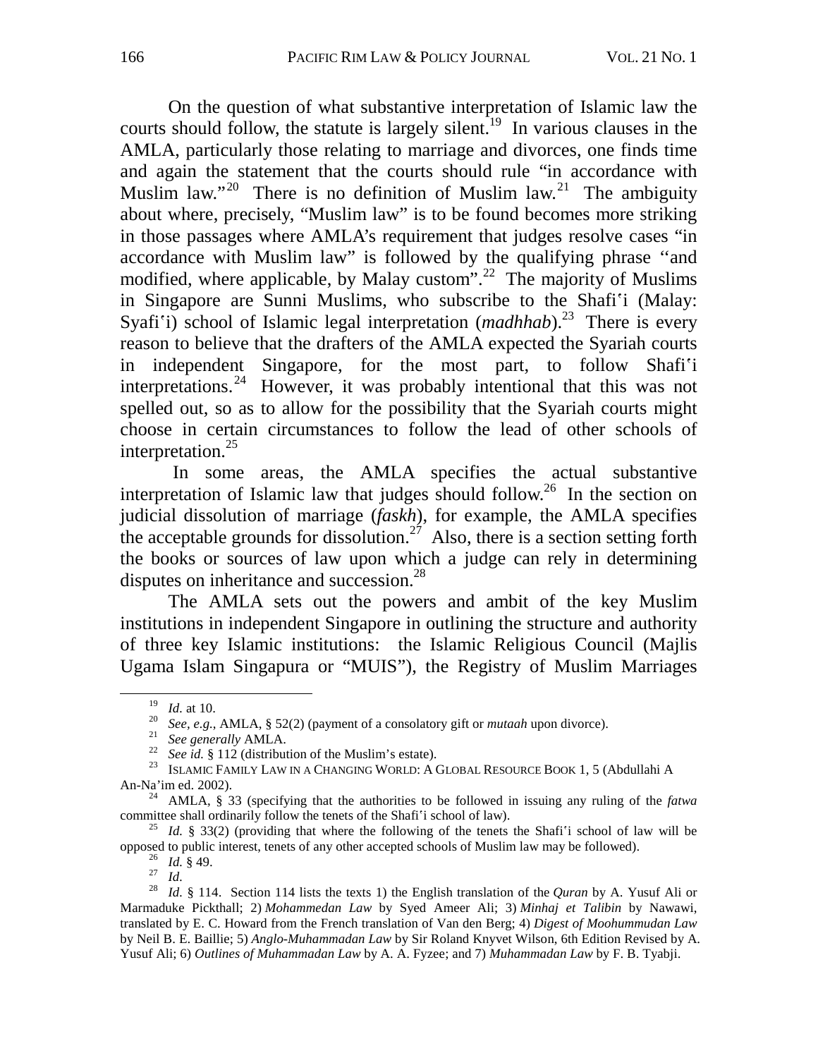On the question of what substantive interpretation of Islamic law the courts should follow, the statute is largely silent.[19] In various clauses in the AMLA, particularly those relating to marriage and divorces, one finds time and again the statement that the courts should rule "in accordance with Muslim law."[20] There is no definition of Muslim law.[21] The ambiguity about where, precisely, "Muslim law" is to be found becomes more striking in those passages where AMLA's requirement that judges resolve cases "in accordance with Muslim law" is followed by the qualifying phrase "and modified, where applicable, by Malay custom".[22] The majority of Muslims in Singapore are Sunni Muslims, who subscribe to the Shafiʿi (Malay: Syafiʿi) school of Islamic legal interpretation (*madhhab*).[23] There is every reason to believe that the drafters of the AMLA expected the Syariah courts in independent Singapore, for the most part, to follow Shafiʿi interpretations.[24] However, it was probably intentional that this was not spelled out, so as to allow for the possibility that the Syariah courts might choose in certain circumstances to follow the lead of other schools of interpretation.[25]

In some areas, the AMLA specifies the actual substantive interpretation of Islamic law that judges should follow.[26] In the section on judicial dissolution of marriage (*faskh*), for example, the AMLA specifies the acceptable grounds for dissolution.[27] Also, there is a section setting forth the books or sources of law upon which a judge can rely in determining disputes on inheritance and succession.[28]

The AMLA sets out the powers and ambit of the key Muslim institutions in independent Singapore in outlining the structure and authority of three key Islamic institutions: the Islamic Religious Council (Majlis Ugama Islam Singapura or "MUIS"), the Registry of Muslim Marriages

---

[19] *Id.* at 10.

[20] *See, e.g.*, AMLA, § 52(2) (payment of a consolatory gift or *mutaah* upon divorce).

[21] *See generally* AMLA.

[22] *See id.* § 112 (distribution of the Muslim's estate).

[23] ISLAMIC FAMILY LAW IN A CHANGING WORLD: A GLOBAL RESOURCE BOOK 1, 5 (Abdullahi A An-Na'im ed. 2002).

[24] AMLA, § 33 (specifying that the authorities to be followed in issuing any ruling of the *fatwa* committee shall ordinarily follow the tenets of the Shafiʿi school of law).

[25] *Id.* § 33(2) (providing that where the following of the tenets the Shafiʿi school of law will be opposed to public interest, tenets of any other accepted schools of Muslim law may be followed).

[26] *Id.* § 49.

[27] *Id.*

[28] *Id.* § 114. Section 114 lists the texts 1) the English translation of the *Quran* by A. Yusuf Ali or Marmaduke Pickthall; 2) *Mohammedan Law* by Syed Ameer Ali; 3) *Minhaj et Talibin* by Nawawi, translated by E. C. Howard from the French translation of Van den Berg; 4) *Digest of Moohummudan Law* by Neil B. E. Baillie; 5) *Anglo-Muhammadan Law* by Sir Roland Knyvet Wilson, 6th Edition Revised by A. Yusuf Ali; 6) *Outlines of Muhammadan Law* by A. A. Fyzee; and 7) *Muhammadan Law* by F. B. Tyabji.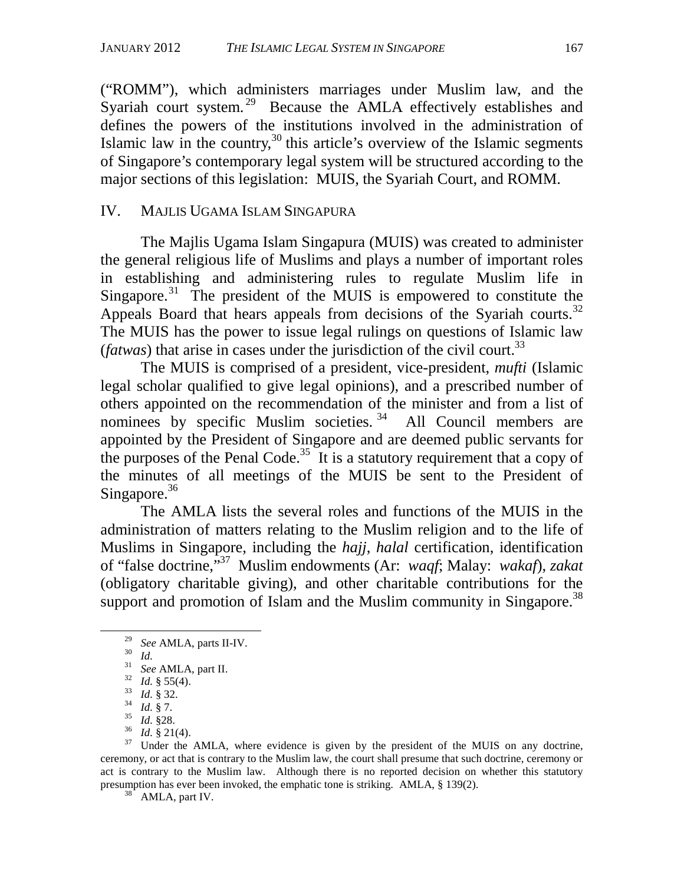("ROMM"), which administers marriages under Muslim law, and the Syariah court system.[29] Because the AMLA effectively establishes and defines the powers of the institutions involved in the administration of Islamic law in the country,[30] this article's overview of the Islamic segments of Singapore's contemporary legal system will be structured according to the major sections of this legislation: MUIS, the Syariah Court, and ROMM.

## IV. MAJLIS UGAMA ISLAM SINGAPURA

The Majlis Ugama Islam Singapura (MUIS) was created to administer the general religious life of Muslims and plays a number of important roles in establishing and administering rules to regulate Muslim life in Singapore.[31] The president of the MUIS is empowered to constitute the Appeals Board that hears appeals from decisions of the Syariah courts.[32] The MUIS has the power to issue legal rulings on questions of Islamic law (*fatwas*) that arise in cases under the jurisdiction of the civil court.[33]

The MUIS is comprised of a president, vice-president, *mufti* (Islamic legal scholar qualified to give legal opinions), and a prescribed number of others appointed on the recommendation of the minister and from a list of nominees by specific Muslim societies.[34] All Council members are appointed by the President of Singapore and are deemed public servants for the purposes of the Penal Code.[35] It is a statutory requirement that a copy of the minutes of all meetings of the MUIS be sent to the President of Singapore.[36]

The AMLA lists the several roles and functions of the MUIS in the administration of matters relating to the Muslim religion and to the life of Muslims in Singapore, including the *hajj*, *halal* certification, identification of "false doctrine,"[37] Muslim endowments (Ar: *waqf*; Malay: *wakaf*), *zakat* (obligatory charitable giving), and other charitable contributions for the support and promotion of Islam and the Muslim community in Singapore.[38]

---

[29] *See* AMLA, parts II-IV.

[30] *Id.*

[31] *See* AMLA, part II.

[32] *Id.* § 55(4).

[33] *Id.* § 32.

[34] *Id.* § 7.

[35] *Id.* §28.

[36] *Id.* § 21(4).

[37] Under the AMLA, where evidence is given by the president of the MUIS on any doctrine, ceremony, or act that is contrary to the Muslim law, the court shall presume that such doctrine, ceremony or act is contrary to the Muslim law. Although there is no reported decision on whether this statutory presumption has ever been invoked, the emphatic tone is striking. AMLA, § 139(2).

[38] AMLA, part IV.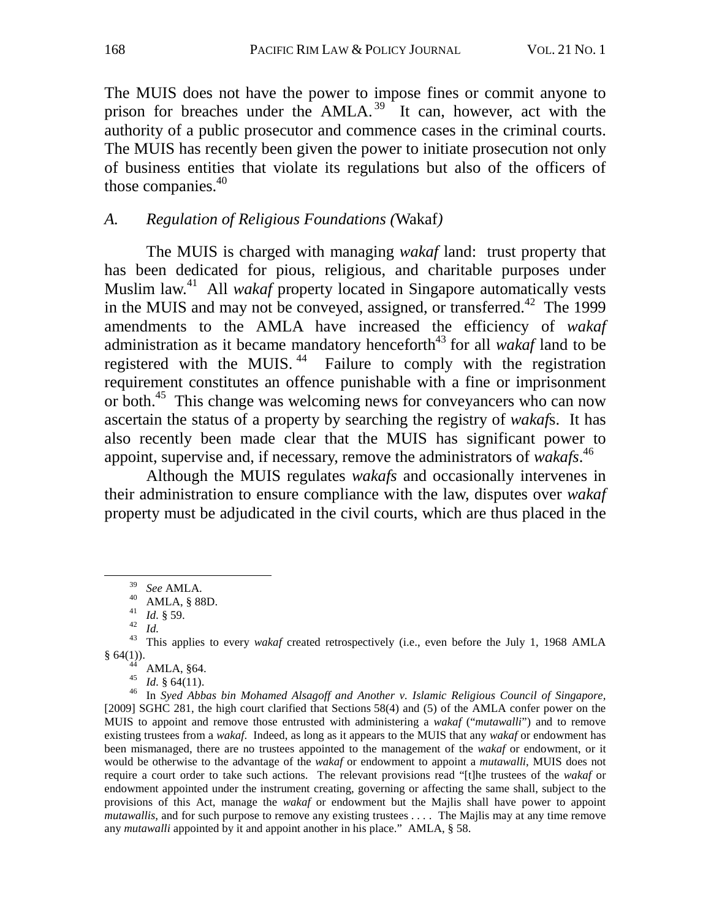The MUIS does not have the power to impose fines or commit anyone to prison for breaches under the AMLA.[39] It can, however, act with the authority of a public prosecutor and commence cases in the criminal courts. The MUIS has recently been given the power to initiate prosecution not only of business entities that violate its regulations but also of the officers of those companies.[40]

### *A. Regulation of Religious Foundations (*Wakaf*)*

The MUIS is charged with managing *wakaf* land: trust property that has been dedicated for pious, religious, and charitable purposes under Muslim law.[41] All *wakaf* property located in Singapore automatically vests in the MUIS and may not be conveyed, assigned, or transferred.[42] The 1999 amendments to the AMLA have increased the efficiency of *wakaf* administration as it became mandatory henceforth[43] for all *wakaf* land to be registered with the MUIS.[44] Failure to comply with the registration requirement constitutes an offence punishable with a fine or imprisonment or both.[45] This change was welcoming news for conveyancers who can now ascertain the status of a property by searching the registry of *wakaf*s. It has also recently been made clear that the MUIS has significant power to appoint, supervise and, if necessary, remove the administrators of *wakafs*.[46]

Although the MUIS regulates *wakafs* and occasionally intervenes in their administration to ensure compliance with the law, disputes over *wakaf* property must be adjudicated in the civil courts, which are thus placed in the

---

[39] *See* AMLA.

[40] AMLA, § 88D.

[41] *Id.* § 59.

[42] *Id.*

[43] This applies to every *wakaf* created retrospectively (i.e., even before the July 1, 1968 AMLA § 64(1)).

[44] AMLA, §64.

[45] *Id.* § 64(11).

[46] In *Syed Abbas bin Mohamed Alsagoff and Another v. Islamic Religious Council of Singapore,* [2009] SGHC 281, the high court clarified that Sections 58(4) and (5) of the AMLA confer power on the MUIS to appoint and remove those entrusted with administering a *wakaf* ("*mutawalli*") and to remove existing trustees from a *wakaf*. Indeed, as long as it appears to the MUIS that any *wakaf* or endowment has been mismanaged, there are no trustees appointed to the management of the *wakaf* or endowment, or it would be otherwise to the advantage of the *wakaf* or endowment to appoint a *mutawalli*, MUIS does not require a court order to take such actions. The relevant provisions read "[t]he trustees of the *wakaf* or endowment appointed under the instrument creating, governing or affecting the same shall, subject to the provisions of this Act, manage the *wakaf* or endowment but the Majlis shall have power to appoint *mutawallis*, and for such purpose to remove any existing trustees . . . . The Majlis may at any time remove any *mutawalli* appointed by it and appoint another in his place." AMLA, § 58.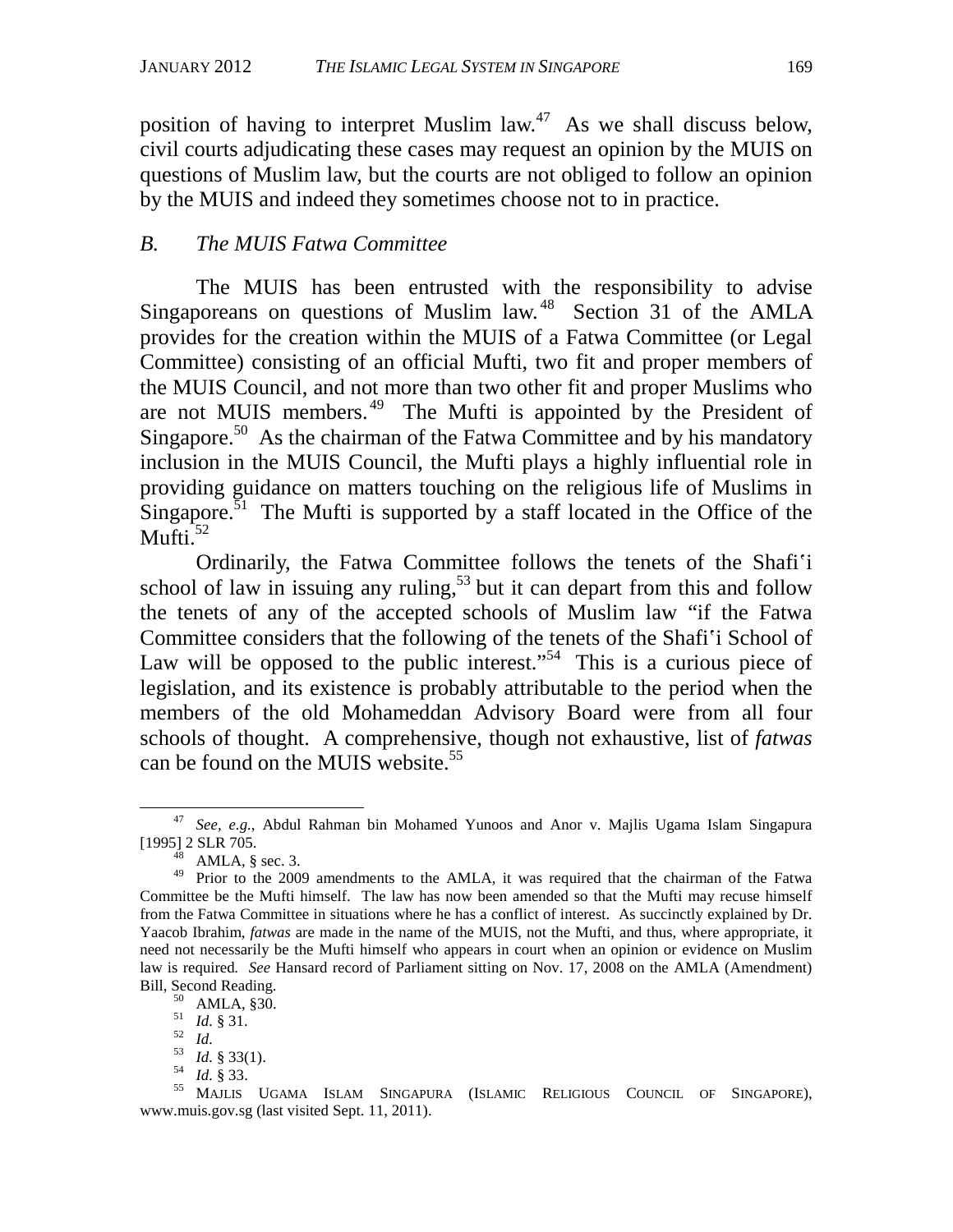position of having to interpret Muslim law.[47] As we shall discuss below, civil courts adjudicating these cases may request an opinion by the MUIS on questions of Muslim law, but the courts are not obliged to follow an opinion by the MUIS and indeed they sometimes choose not to in practice.

### *B. The MUIS Fatwa Committee*

The MUIS has been entrusted with the responsibility to advise Singaporeans on questions of Muslim law.[48] Section 31 of the AMLA provides for the creation within the MUIS of a Fatwa Committee (or Legal Committee) consisting of an official Mufti, two fit and proper members of the MUIS Council, and not more than two other fit and proper Muslims who are not MUIS members.[49] The Mufti is appointed by the President of Singapore.[50] As the chairman of the Fatwa Committee and by his mandatory inclusion in the MUIS Council, the Mufti plays a highly influential role in providing guidance on matters touching on the religious life of Muslims in Singapore.[51] The Mufti is supported by a staff located in the Office of the Mufti.[52]

Ordinarily, the Fatwa Committee follows the tenets of the Shafiʿi school of law in issuing any ruling,[53] but it can depart from this and follow the tenets of any of the accepted schools of Muslim law "if the Fatwa Committee considers that the following of the tenets of the Shafiʿi School of Law will be opposed to the public interest."[54] This is a curious piece of legislation, and its existence is probably attributable to the period when the members of the old Mohameddan Advisory Board were from all four schools of thought. A comprehensive, though not exhaustive, list of *fatwas* can be found on the MUIS website.[55]

---

[47] *See, e.g.*, Abdul Rahman bin Mohamed Yunoos and Anor v. Majlis Ugama Islam Singapura [1995] 2 SLR 705.

[48] AMLA, § sec. 3.

[49] Prior to the 2009 amendments to the AMLA, it was required that the chairman of the Fatwa Committee be the Mufti himself. The law has now been amended so that the Mufti may recuse himself from the Fatwa Committee in situations where he has a conflict of interest. As succinctly explained by Dr. Yaacob Ibrahim, *fatwas* are made in the name of the MUIS, not the Mufti, and thus, where appropriate, it need not necessarily be the Mufti himself who appears in court when an opinion or evidence on Muslim law is required. *See* Hansard record of Parliament sitting on Nov. 17, 2008 on the AMLA (Amendment) Bill, Second Reading.

[50] AMLA, §30.

[51] *Id.* § 31.

[52] *Id.*

[53] *Id.* § 33(1).

[54] *Id.* § 33.

[55] MAJLIS UGAMA ISLAM SINGAPURA (ISLAMIC RELIGIOUS COUNCIL OF SINGAPORE), www.muis.gov.sg (last visited Sept. 11, 2011).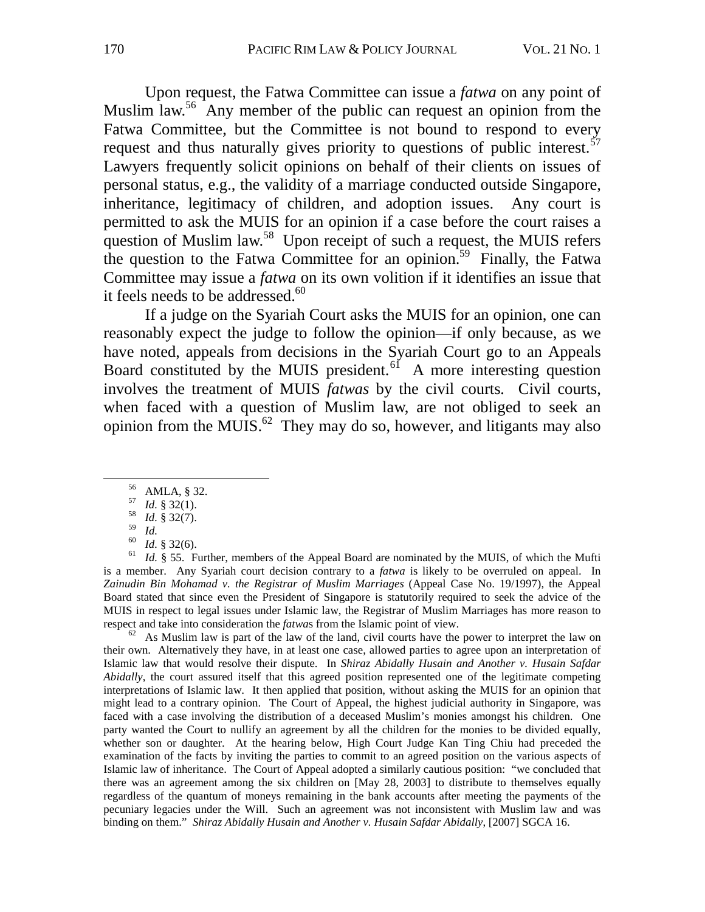Upon request, the Fatwa Committee can issue a *fatwa* on any point of Muslim law.[56] Any member of the public can request an opinion from the Fatwa Committee, but the Committee is not bound to respond to every request and thus naturally gives priority to questions of public interest.[57] Lawyers frequently solicit opinions on behalf of their clients on issues of personal status, e.g., the validity of a marriage conducted outside Singapore, inheritance, legitimacy of children, and adoption issues. Any court is permitted to ask the MUIS for an opinion if a case before the court raises a question of Muslim law.[58] Upon receipt of such a request, the MUIS refers the question to the Fatwa Committee for an opinion.[59] Finally, the Fatwa Committee may issue a *fatwa* on its own volition if it identifies an issue that it feels needs to be addressed.[60]

If a judge on the Syariah Court asks the MUIS for an opinion, one can reasonably expect the judge to follow the opinion—if only because, as we have noted, appeals from decisions in the Syariah Court go to an Appeals Board constituted by the MUIS president.[61] A more interesting question involves the treatment of MUIS *fatwas* by the civil courts. Civil courts, when faced with a question of Muslim law, are not obliged to seek an opinion from the MUIS.[62] They may do so, however, and litigants may also

---

[56] AMLA, § 32.

[57] *Id.* § 32(1).

[58] *Id.* § 32(7).

[59] *Id.*

[60] *Id.* § 32(6).

[61] *Id.* § 55. Further, members of the Appeal Board are nominated by the MUIS, of which the Mufti is a member. Any Syariah court decision contrary to a *fatwa* is likely to be overruled on appeal. In ***Zainudin Bin Mohamad v. the Registrar of Muslim Marriages*** (Appeal Case No. 19/1997), the Appeal Board stated that since even the President of Singapore is statutorily required to seek the advice of the MUIS in respect to legal issues under Islamic law, the Registrar of Muslim Marriages has more reason to respect and take into consideration the *fatwa*s from the Islamic point of view.

[62] As Muslim law is part of the law of the land, civil courts have the power to interpret the law on their own. Alternatively they have, in at least one case, allowed parties to agree upon an interpretation of Islamic law that would resolve their dispute. In *Shiraz Abidally Husain and Another v. Husain Safdar Abidally*, the court assured itself that this agreed position represented one of the legitimate competing interpretations of Islamic law. It then applied that position, without asking the MUIS for an opinion that might lead to a contrary opinion. The Court of Appeal, the highest judicial authority in Singapore, was faced with a case involving the distribution of a deceased Muslim's monies amongst his children. One party wanted the Court to nullify an agreement by all the children for the monies to be divided equally, whether son or daughter. At the hearing below, High Court Judge Kan Ting Chiu had preceded the examination of the facts by inviting the parties to commit to an agreed position on the various aspects of Islamic law of inheritance. The Court of Appeal adopted a similarly cautious position: "we concluded that there was an agreement among the six children on [May 28, 2003] to distribute to themselves equally regardless of the quantum of moneys remaining in the bank accounts after meeting the payments of the pecuniary legacies under the Will. Such an agreement was not inconsistent with Muslim law and was binding on them." *Shiraz Abidally Husain and Another v. Husain Safdar Abidally*, [2007] SGCA 16.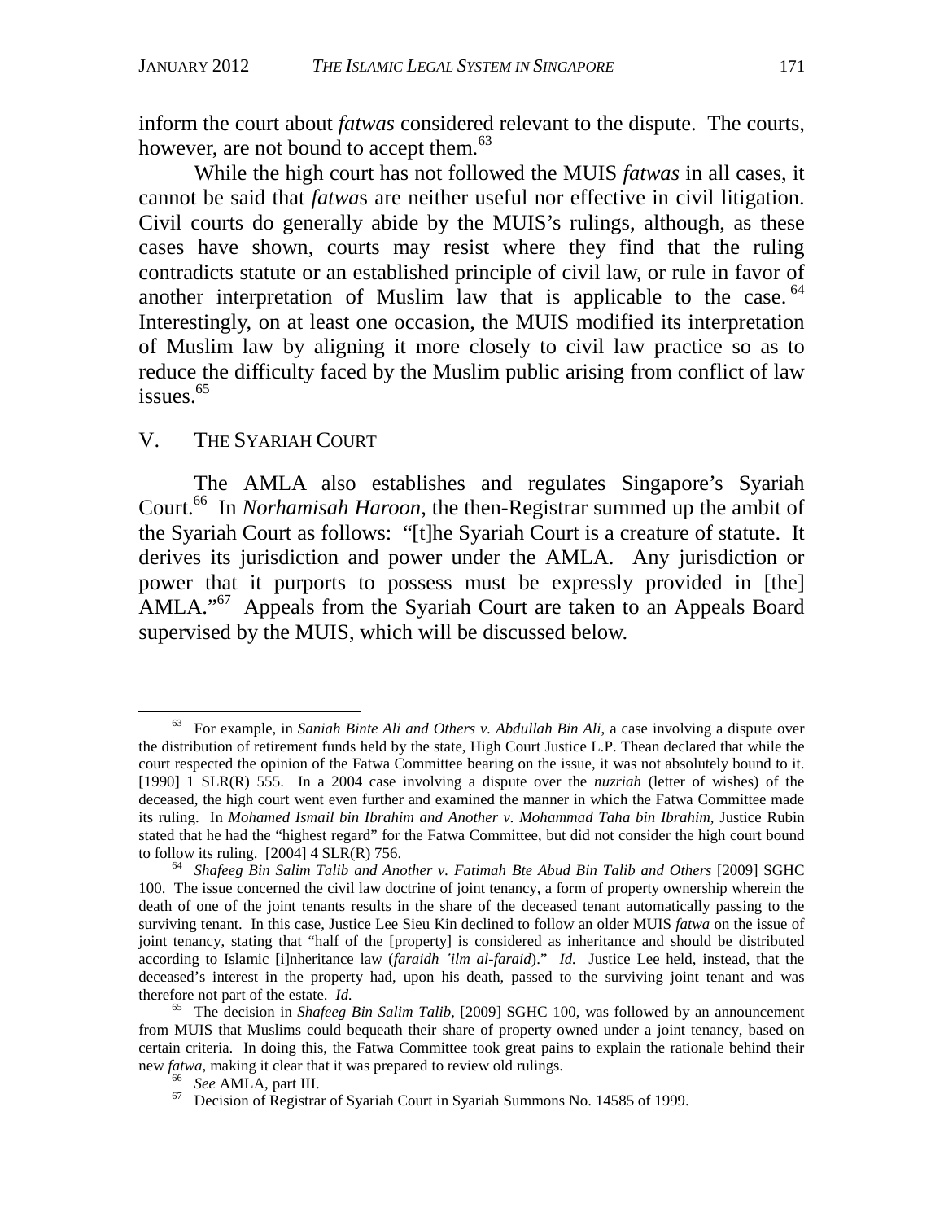inform the court about *fatwas* considered relevant to the dispute. The courts, however, are not bound to accept them.[63]

While the high court has not followed the MUIS *fatwas* in all cases, it cannot be said that *fatwa*s are neither useful nor effective in civil litigation. Civil courts do generally abide by the MUIS's rulings, although, as these cases have shown, courts may resist where they find that the ruling contradicts statute or an established principle of civil law, or rule in favor of another interpretation of Muslim law that is applicable to the case.[64] Interestingly, on at least one occasion, the MUIS modified its interpretation of Muslim law by aligning it more closely to civil law practice so as to reduce the difficulty faced by the Muslim public arising from conflict of law issues.[65]

## V. THE SYARIAH COURT

The AMLA also establishes and regulates Singapore's Syariah Court.[66] In *Norhamisah Haroon*, the then-Registrar summed up the ambit of the Syariah Court as follows: "[t]he Syariah Court is a creature of statute. It derives its jurisdiction and power under the AMLA. Any jurisdiction or power that it purports to possess must be expressly provided in [the] AMLA."[67] Appeals from the Syariah Court are taken to an Appeals Board supervised by the MUIS, which will be discussed below.

---

[63] For example, in *Saniah Binte Ali and Others v. Abdullah Bin Ali*, a case involving a dispute over the distribution of retirement funds held by the state, High Court Justice L.P. Thean declared that while the court respected the opinion of the Fatwa Committee bearing on the issue, it was not absolutely bound to it. [1990] 1 SLR(R) 555. In a 2004 case involving a dispute over the *nuzriah* (letter of wishes) of the deceased, the high court went even further and examined the manner in which the Fatwa Committee made its ruling. In *Mohamed Ismail bin Ibrahim and Another v. Mohammad Taha bin Ibrahim*, Justice Rubin stated that he had the "highest regard" for the Fatwa Committee, but did not consider the high court bound to follow its ruling. [2004] 4 SLR(R) 756.

[64] *Shafeeg Bin Salim Talib and Another v. Fatimah Bte Abud Bin Talib and Others* [2009] SGHC 100. The issue concerned the civil law doctrine of joint tenancy, a form of property ownership wherein the death of one of the joint tenants results in the share of the deceased tenant automatically passing to the surviving tenant. In this case, Justice Lee Sieu Kin declined to follow an older MUIS *fatwa* on the issue of joint tenancy, stating that "half of the [property] is considered as inheritance and should be distributed according to Islamic [i]nheritance law (*faraidh 'ilm al-faraid*)." *Id.* Justice Lee held, instead, that the deceased's interest in the property had, upon his death, passed to the surviving joint tenant and was therefore not part of the estate. *Id.*

[65] The decision in *Shafeeg Bin Salim Talib*, [2009] SGHC 100, was followed by an announcement from MUIS that Muslims could bequeath their share of property owned under a joint tenancy, based on certain criteria. In doing this, the Fatwa Committee took great pains to explain the rationale behind their new *fatwa*, making it clear that it was prepared to review old rulings.

[66] *See* AMLA, part III.

[67] Decision of Registrar of Syariah Court in Syariah Summons No. 14585 of 1999.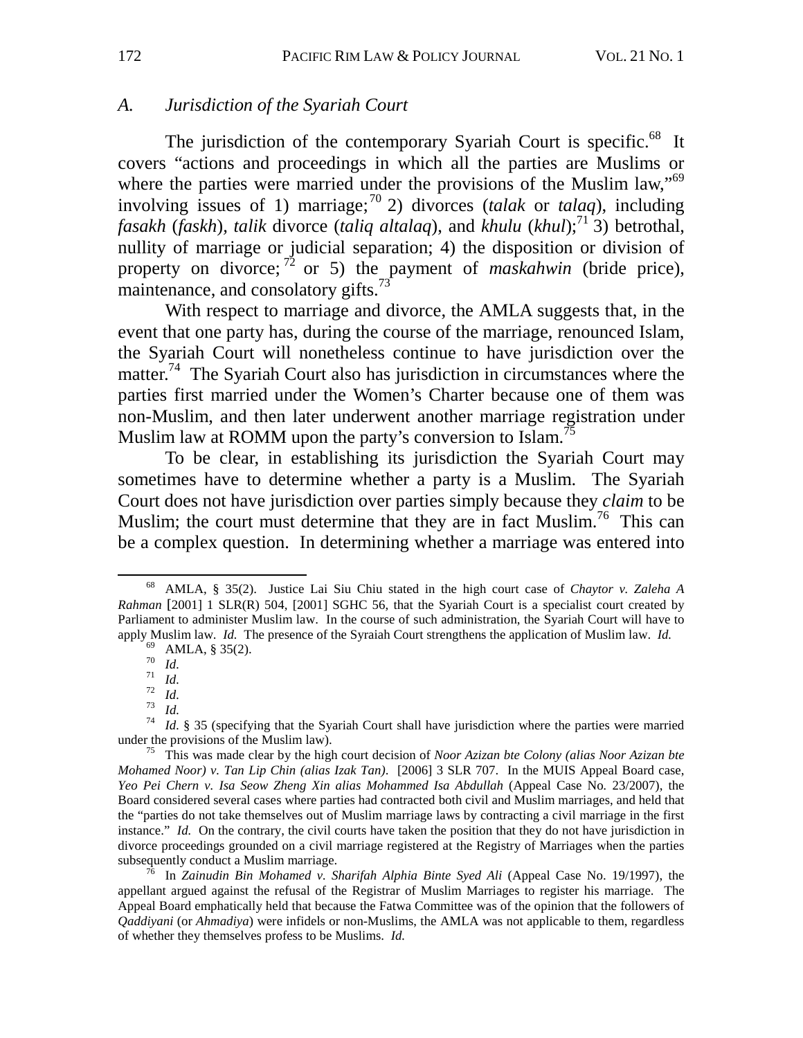### *A. Jurisdiction of the Syariah Court*

The jurisdiction of the contemporary Syariah Court is specific.[68] It covers "actions and proceedings in which all the parties are Muslims or where the parties were married under the provisions of the Muslim law,"[69] involving issues of 1) marriage;[70] 2) divorces (*talak* or *talaq*), including *fasakh* (*faskh*), *talik* divorce (*taliq altalaq*), and *khulu* (*khul*);[71] 3) betrothal, nullity of marriage or judicial separation; 4) the disposition or division of property on divorce;[72] or 5) the payment of *maskahwin* (bride price), maintenance, and consolatory gifts.[73]

With respect to marriage and divorce, the AMLA suggests that, in the event that one party has, during the course of the marriage, renounced Islam, the Syariah Court will nonetheless continue to have jurisdiction over the matter.[74] The Syariah Court also has jurisdiction in circumstances where the parties first married under the Women's Charter because one of them was non-Muslim, and then later underwent another marriage registration under Muslim law at ROMM upon the party's conversion to Islam.[75]

To be clear, in establishing its jurisdiction the Syariah Court may sometimes have to determine whether a party is a Muslim. The Syariah Court does not have jurisdiction over parties simply because they *claim* to be Muslim; the court must determine that they are in fact Muslim.[76] This can be a complex question. In determining whether a marriage was entered into

---

[68] AMLA, § 35(2). Justice Lai Siu Chiu stated in the high court case of *Chaytor v. Zaleha A Rahman* [2001] 1 SLR(R) 504, [2001] SGHC 56, that the Syariah Court is a specialist court created by Parliament to administer Muslim law. In the course of such administration, the Syariah Court will have to apply Muslim law. *Id.* The presence of the Syraiah Court strengthens the application of Muslim law. *Id.*

[69] AMLA, § 35(2).

[70] *Id.*

[71] *Id.*

[72] *Id.*

[73] *Id.*

[74] *Id.* § 35 (specifying that the Syariah Court shall have jurisdiction where the parties were married under the provisions of the Muslim law).

[75] This was made clear by the high court decision of *Noor Azizan bte Colony (alias Noor Azizan bte Mohamed Noor) v. Tan Lip Chin (alias Izak Tan)*. [2006] 3 SLR 707. In the MUIS Appeal Board case, *Yeo Pei Chern v. Isa Seow Zheng Xin alias Mohammed Isa Abdullah* (Appeal Case No. 23/2007), the Board considered several cases where parties had contracted both civil and Muslim marriages, and held that the "parties do not take themselves out of Muslim marriage laws by contracting a civil marriage in the first instance." *Id.* On the contrary, the civil courts have taken the position that they do not have jurisdiction in divorce proceedings grounded on a civil marriage registered at the Registry of Marriages when the parties subsequently conduct a Muslim marriage.

[76] In *Zainudin Bin Mohamed v. Sharifah Alphia Binte Syed Ali* (Appeal Case No. 19/1997), the appellant argued against the refusal of the Registrar of Muslim Marriages to register his marriage. The Appeal Board emphatically held that because the Fatwa Committee was of the opinion that the followers of *Qaddiyani* (or *Ahmadiya*) were infidels or non-Muslims, the AMLA was not applicable to them, regardless of whether they themselves profess to be Muslims. *Id.*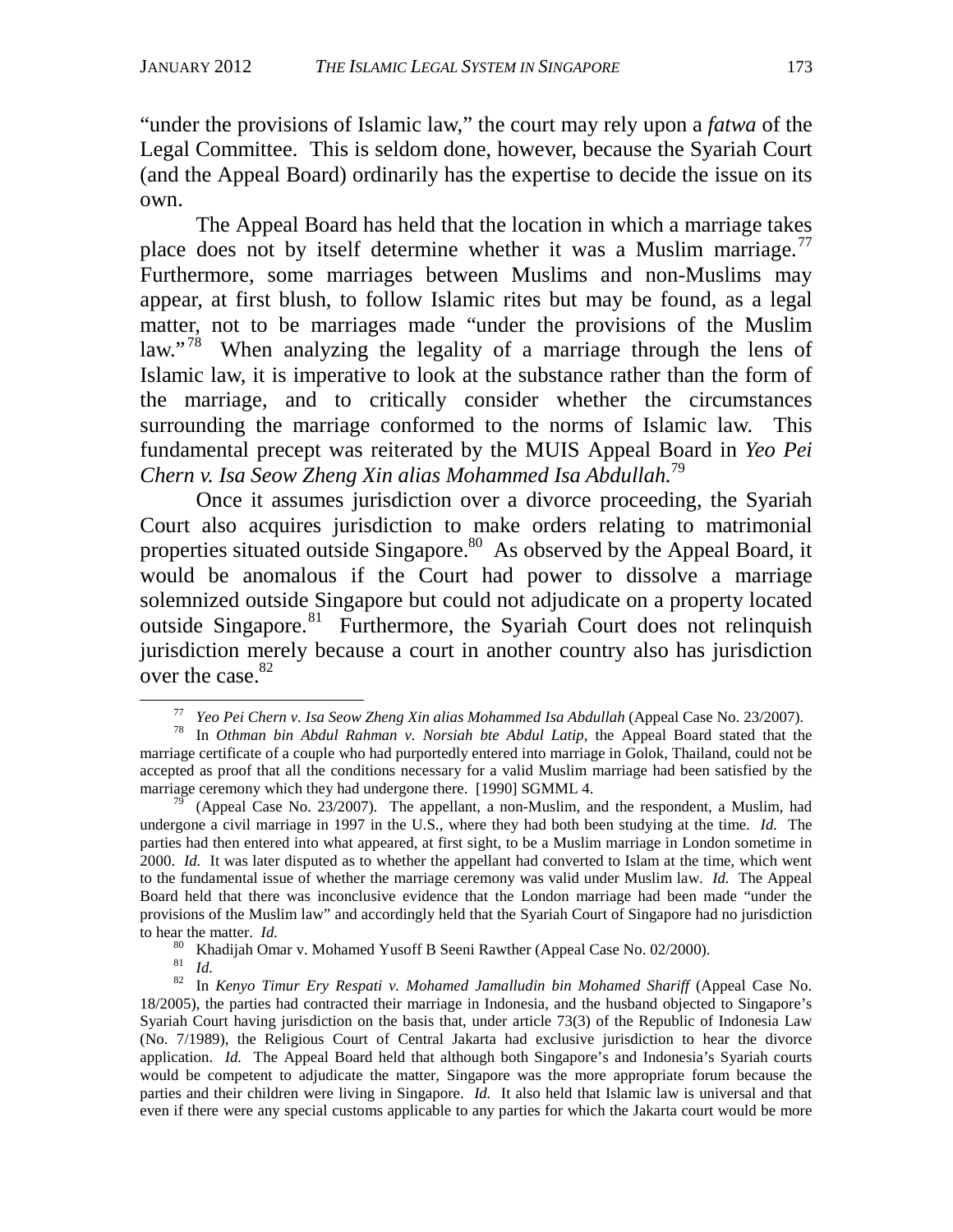"under the provisions of Islamic law," the court may rely upon a *fatwa* of the Legal Committee. This is seldom done, however, because the Syariah Court (and the Appeal Board) ordinarily has the expertise to decide the issue on its own.

The Appeal Board has held that the location in which a marriage takes place does not by itself determine whether it was a Muslim marriage.[77] Furthermore, some marriages between Muslims and non-Muslims may appear, at first blush, to follow Islamic rites but may be found, as a legal matter, not to be marriages made "under the provisions of the Muslim law."[78] When analyzing the legality of a marriage through the lens of Islamic law, it is imperative to look at the substance rather than the form of the marriage, and to critically consider whether the circumstances surrounding the marriage conformed to the norms of Islamic law. This fundamental precept was reiterated by the MUIS Appeal Board in *Yeo Pei Chern v. Isa Seow Zheng Xin alias Mohammed Isa Abdullah.*[79]

Once it assumes jurisdiction over a divorce proceeding, the Syariah Court also acquires jurisdiction to make orders relating to matrimonial properties situated outside Singapore.[80] As observed by the Appeal Board, it would be anomalous if the Court had power to dissolve a marriage solemnized outside Singapore but could not adjudicate on a property located outside Singapore.[81] Furthermore, the Syariah Court does not relinquish jurisdiction merely because a court in another country also has jurisdiction over the case.[82]

---

[77] *Yeo Pei Chern v. Isa Seow Zheng Xin alias Mohammed Isa Abdullah* (Appeal Case No. 23/2007).

[78] In *Othman bin Abdul Rahman v. Norsiah bte Abdul Latip*, the Appeal Board stated that the marriage certificate of a couple who had purportedly entered into marriage in Golok, Thailand, could not be accepted as proof that all the conditions necessary for a valid Muslim marriage had been satisfied by the marriage ceremony which they had undergone there. [1990] SGMML 4.

[79] (Appeal Case No. 23/2007). The appellant, a non-Muslim, and the respondent, a Muslim, had undergone a civil marriage in 1997 in the U.S., where they had both been studying at the time. *Id.* The parties had then entered into what appeared, at first sight, to be a Muslim marriage in London sometime in 2000. *Id.* It was later disputed as to whether the appellant had converted to Islam at the time, which went to the fundamental issue of whether the marriage ceremony was valid under Muslim law. *Id.* The Appeal Board held that there was inconclusive evidence that the London marriage had been made "under the provisions of the Muslim law" and accordingly held that the Syariah Court of Singapore had no jurisdiction to hear the matter. *Id.*

[80] Khadijah Omar v. Mohamed Yusoff B Seeni Rawther (Appeal Case No. 02/2000).

[81] *Id.*

[82] In *Kenyo Timur Ery Respati v. Mohamed Jamalludin bin Mohamed Shariff* (Appeal Case No. 18/2005), the parties had contracted their marriage in Indonesia, and the husband objected to Singapore's Syariah Court having jurisdiction on the basis that, under article 73(3) of the Republic of Indonesia Law (No. 7/1989), the Religious Court of Central Jakarta had exclusive jurisdiction to hear the divorce application. *Id.* The Appeal Board held that although both Singapore's and Indonesia's Syariah courts would be competent to adjudicate the matter, Singapore was the more appropriate forum because the parties and their children were living in Singapore. *Id.* It also held that Islamic law is universal and that even if there were any special customs applicable to any parties for which the Jakarta court would be more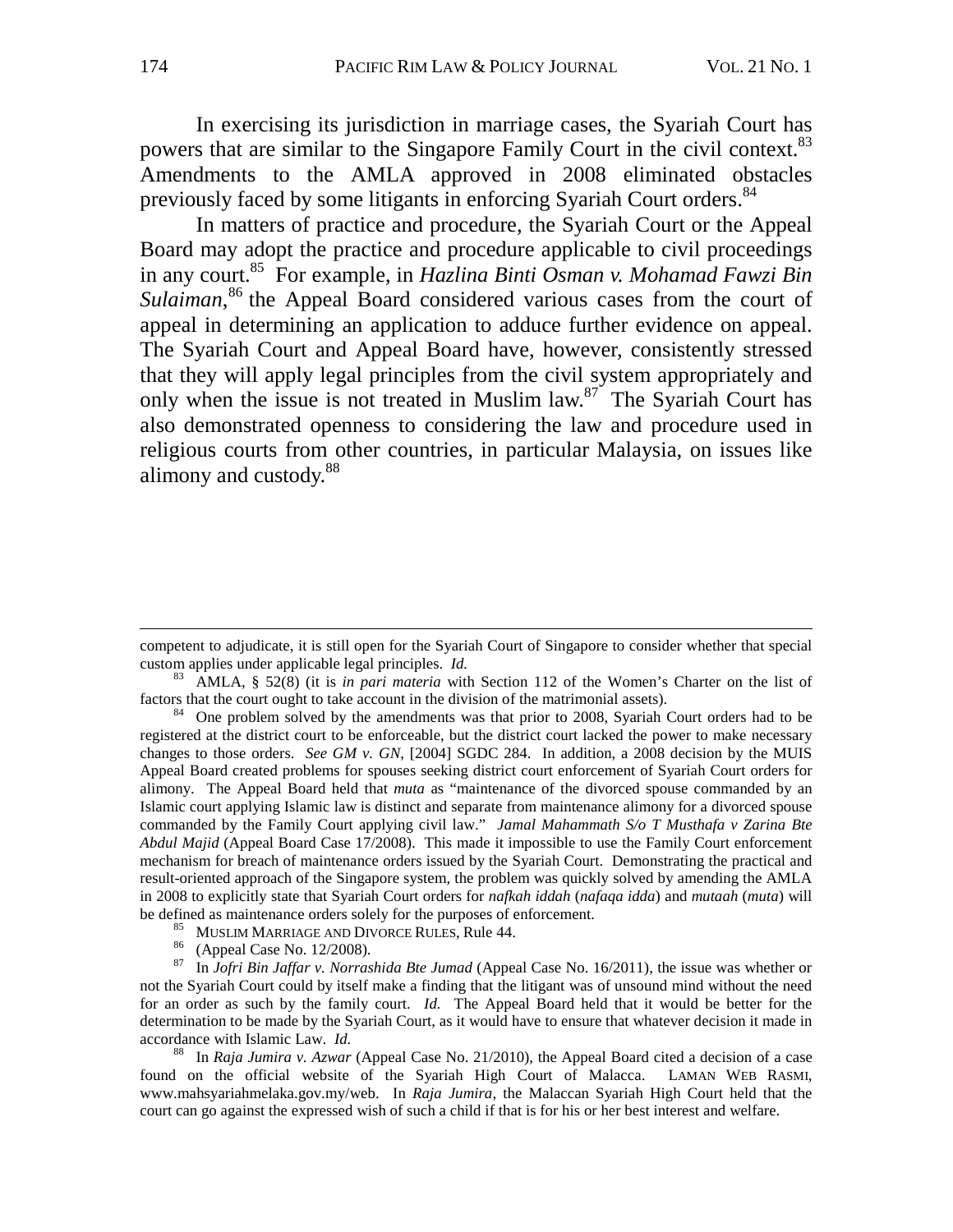In exercising its jurisdiction in marriage cases, the Syariah Court has powers that are similar to the Singapore Family Court in the civil context.[83] Amendments to the AMLA approved in 2008 eliminated obstacles previously faced by some litigants in enforcing Syariah Court orders.[84]

In matters of practice and procedure, the Syariah Court or the Appeal Board may adopt the practice and procedure applicable to civil proceedings in any court.[85] For example, in *Hazlina Binti Osman v. Mohamad Fawzi Bin Sulaiman*,[86] the Appeal Board considered various cases from the court of appeal in determining an application to adduce further evidence on appeal. The Syariah Court and Appeal Board have, however, consistently stressed that they will apply legal principles from the civil system appropriately and only when the issue is not treated in Muslim law.[87] The Syariah Court has also demonstrated openness to considering the law and procedure used in religious courts from other countries, in particular Malaysia, on issues like alimony and custody.[88]

---

competent to adjudicate, it is still open for the Syariah Court of Singapore to consider whether that special custom applies under applicable legal principles. *Id.*

[83] AMLA, § 52(8) (it is *in pari materia* with Section 112 of the Women's Charter on the list of factors that the court ought to take account in the division of the matrimonial assets).

[84] One problem solved by the amendments was that prior to 2008, Syariah Court orders had to be registered at the district court to be enforceable, but the district court lacked the power to make necessary changes to those orders. *See GM v. GN*, [2004] SGDC 284. In addition, a 2008 decision by the MUIS Appeal Board created problems for spouses seeking district court enforcement of Syariah Court orders for alimony. The Appeal Board held that *muta* as "maintenance of the divorced spouse commanded by an Islamic court applying Islamic law is distinct and separate from maintenance alimony for a divorced spouse commanded by the Family Court applying civil law." *Jamal Mahammath S/o T Musthafa v Zarina Bte Abdul Majid* (Appeal Board Case 17/2008). This made it impossible to use the Family Court enforcement mechanism for breach of maintenance orders issued by the Syariah Court. Demonstrating the practical and result-oriented approach of the Singapore system, the problem was quickly solved by amending the AMLA in 2008 to explicitly state that Syariah Court orders for *nafkah iddah* (*nafaqa idda*) and *mutaah* (*muta*) will be defined as maintenance orders solely for the purposes of enforcement.

[85] MUSLIM MARRIAGE AND DIVORCE RULES, Rule 44.

[86] (Appeal Case No. 12/2008).

[87] In *Jofri Bin Jaffar v. Norrashida Bte Jumad* (Appeal Case No. 16/2011), the issue was whether or not the Syariah Court could by itself make a finding that the litigant was of unsound mind without the need for an order as such by the family court. *Id.* The Appeal Board held that it would be better for the determination to be made by the Syariah Court, as it would have to ensure that whatever decision it made in accordance with Islamic Law. *Id.*

[88] In *Raja Jumira v. Azwar* (Appeal Case No. 21/2010), the Appeal Board cited a decision of a case found on the official website of the Syariah High Court of Malacca. LAMAN WEB RASMI, www.mahsyariahmelaka.gov.my/web. In *Raja Jumira*, the Malaccan Syariah High Court held that the court can go against the expressed wish of such a child if that is for his or her best interest and welfare.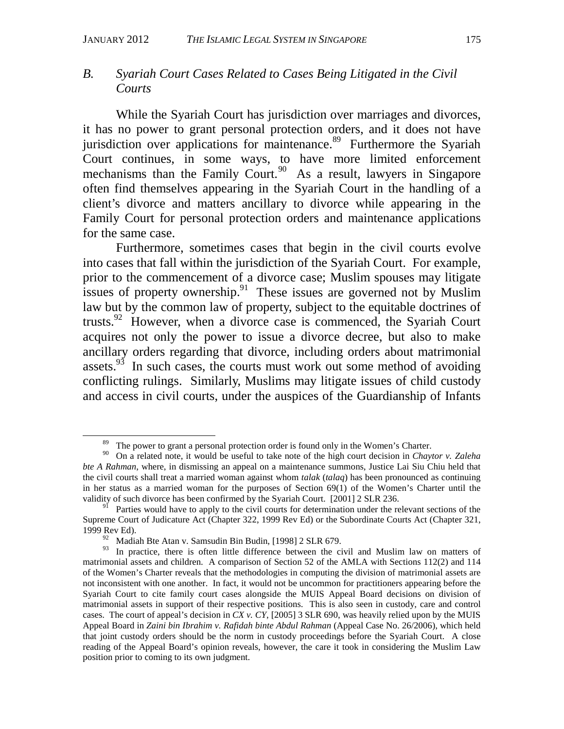### B. *Syariah Court Cases Related to Cases Being Litigated in the Civil Courts*

While the Syariah Court has jurisdiction over marriages and divorces, it has no power to grant personal protection orders, and it does not have jurisdiction over applications for maintenance.[89] Furthermore the Syariah Court continues, in some ways, to have more limited enforcement mechanisms than the Family Court.[90] As a result, lawyers in Singapore often find themselves appearing in the Syariah Court in the handling of a client's divorce and matters ancillary to divorce while appearing in the Family Court for personal protection orders and maintenance applications for the same case.

Furthermore, sometimes cases that begin in the civil courts evolve into cases that fall within the jurisdiction of the Syariah Court. For example, prior to the commencement of a divorce case; Muslim spouses may litigate issues of property ownership.[91] These issues are governed not by Muslim law but by the common law of property, subject to the equitable doctrines of trusts.[92] However, when a divorce case is commenced, the Syariah Court acquires not only the power to issue a divorce decree, but also to make ancillary orders regarding that divorce, including orders about matrimonial assets.[93] In such cases, the courts must work out some method of avoiding conflicting rulings. Similarly, Muslims may litigate issues of child custody and access in civil courts, under the auspices of the Guardianship of Infants

---

[89] The power to grant a personal protection order is found only in the Women's Charter.

[90] On a related note, it would be useful to take note of the high court decision in *Chaytor v. Zaleha bte A Rahman*, where, in dismissing an appeal on a maintenance summons, Justice Lai Siu Chiu held that the civil courts shall treat a married woman against whom *talak* (*talaq*) has been pronounced as continuing in her status as a married woman for the purposes of Section 69(1) of the Women's Charter until the validity of such divorce has been confirmed by the Syariah Court. [2001] 2 SLR 236.

[91] Parties would have to apply to the civil courts for determination under the relevant sections of the Supreme Court of Judicature Act (Chapter 322, 1999 Rev Ed) or the Subordinate Courts Act (Chapter 321, 1999 Rev Ed).

[92] Madiah Bte Atan v. Samsudin Bin Budin, [1998] 2 SLR 679.

[93] In practice, there is often little difference between the civil and Muslim law on matters of matrimonial assets and children. A comparison of Section 52 of the AMLA with Sections 112(2) and 114 of the Women's Charter reveals that the methodologies in computing the division of matrimonial assets are not inconsistent with one another. In fact, it would not be uncommon for practitioners appearing before the Syariah Court to cite family court cases alongside the MUIS Appeal Board decisions on division of matrimonial assets in support of their respective positions. This is also seen in custody, care and control cases. The court of appeal's decision in *CX v. CY*, [2005] 3 SLR 690, was heavily relied upon by the MUIS Appeal Board in *Zaini bin Ibrahim v. Rafidah binte Abdul Rahman* (Appeal Case No. 26/2006), which held that joint custody orders should be the norm in custody proceedings before the Syariah Court. A close reading of the Appeal Board's opinion reveals, however, the care it took in considering the Muslim Law position prior to coming to its own judgment.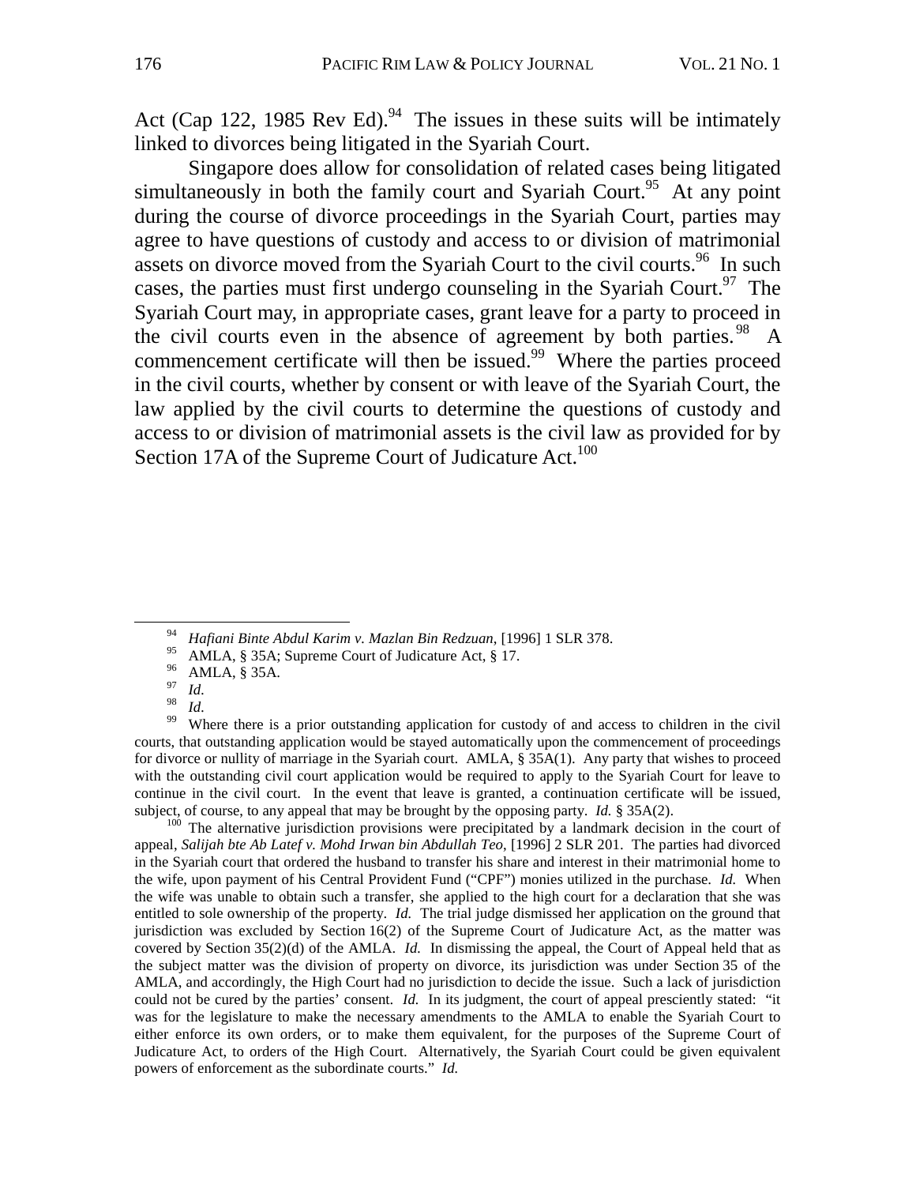Act (Cap 122, 1985 Rev Ed).[94] The issues in these suits will be intimately linked to divorces being litigated in the Syariah Court.

Singapore does allow for consolidation of related cases being litigated simultaneously in both the family court and Syariah Court.[95] At any point during the course of divorce proceedings in the Syariah Court, parties may agree to have questions of custody and access to or division of matrimonial assets on divorce moved from the Syariah Court to the civil courts.[96] In such cases, the parties must first undergo counseling in the Syariah Court.[97] The Syariah Court may, in appropriate cases, grant leave for a party to proceed in the civil courts even in the absence of agreement by both parties.[98] A commencement certificate will then be issued.[99] Where the parties proceed in the civil courts, whether by consent or with leave of the Syariah Court, the law applied by the civil courts to determine the questions of custody and access to or division of matrimonial assets is the civil law as provided for by Section 17A of the Supreme Court of Judicature Act.[100]

---

[94] *Hafiani Binte Abdul Karim v. Mazlan Bin Redzuan*, [1996] 1 SLR 378.

[95] AMLA, § 35A; Supreme Court of Judicature Act, § 17.

[96] AMLA, § 35A.

[97] *Id.*

[98] *Id.*

[99] Where there is a prior outstanding application for custody of and access to children in the civil courts, that outstanding application would be stayed automatically upon the commencement of proceedings for divorce or nullity of marriage in the Syariah court. AMLA, § 35A(1). Any party that wishes to proceed with the outstanding civil court application would be required to apply to the Syariah Court for leave to continue in the civil court. In the event that leave is granted, a continuation certificate will be issued, subject, of course, to any appeal that may be brought by the opposing party. *Id.* § 35A(2).

[100] The alternative jurisdiction provisions were precipitated by a landmark decision in the court of appeal, *Salijah bte Ab Latef v. Mohd Irwan bin Abdullah Teo*, [1996] 2 SLR 201. The parties had divorced in the Syariah court that ordered the husband to transfer his share and interest in their matrimonial home to the wife, upon payment of his Central Provident Fund ("CPF") monies utilized in the purchase. *Id.* When the wife was unable to obtain such a transfer, she applied to the high court for a declaration that she was entitled to sole ownership of the property. *Id.* The trial judge dismissed her application on the ground that jurisdiction was excluded by Section 16(2) of the Supreme Court of Judicature Act, as the matter was covered by Section 35(2)(d) of the AMLA. *Id.* In dismissing the appeal, the Court of Appeal held that as the subject matter was the division of property on divorce, its jurisdiction was under Section 35 of the AMLA, and accordingly, the High Court had no jurisdiction to decide the issue. Such a lack of jurisdiction could not be cured by the parties' consent. *Id.* In its judgment, the court of appeal presciently stated: "it was for the legislature to make the necessary amendments to the AMLA to enable the Syariah Court to either enforce its own orders, or to make them equivalent, for the purposes of the Supreme Court of Judicature Act, to orders of the High Court. Alternatively, the Syariah Court could be given equivalent powers of enforcement as the subordinate courts." *Id.*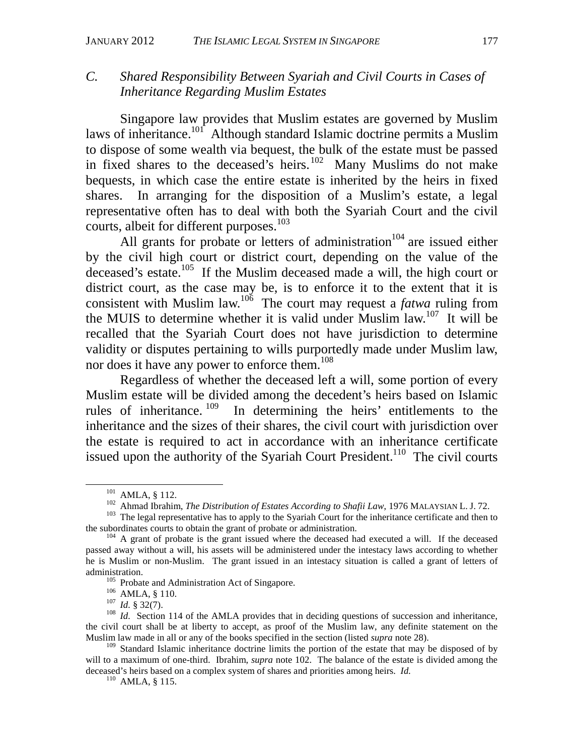### C. *Shared Responsibility Between Syariah and Civil Courts in Cases of Inheritance Regarding Muslim Estates*

Singapore law provides that Muslim estates are governed by Muslim laws of inheritance.[101] Although standard Islamic doctrine permits a Muslim to dispose of some wealth via bequest, the bulk of the estate must be passed in fixed shares to the deceased's heirs.[102] Many Muslims do not make bequests, in which case the entire estate is inherited by the heirs in fixed shares. In arranging for the disposition of a Muslim's estate, a legal representative often has to deal with both the Syariah Court and the civil courts, albeit for different purposes.[103]

All grants for probate or letters of administration[104] are issued either by the civil high court or district court, depending on the value of the deceased's estate.[105] If the Muslim deceased made a will, the high court or district court, as the case may be, is to enforce it to the extent that it is consistent with Muslim law.[106] The court may request a *fatwa* ruling from the MUIS to determine whether it is valid under Muslim law.[107] It will be recalled that the Syariah Court does not have jurisdiction to determine validity or disputes pertaining to wills purportedly made under Muslim law, nor does it have any power to enforce them.[108]

Regardless of whether the deceased left a will, some portion of every Muslim estate will be divided among the decedent's heirs based on Islamic rules of inheritance.[109] In determining the heirs' entitlements to the inheritance and the sizes of their shares, the civil court with jurisdiction over the estate is required to act in accordance with an inheritance certificate issued upon the authority of the Syariah Court President.[110] The civil courts

---

[101] AMLA, § 112.

[102] Ahmad Ibrahim, *The Distribution of Estates According to Shafii Law*, 1976 MALAYSIAN L. J. 72.

[103] The legal representative has to apply to the Syariah Court for the inheritance certificate and then to the subordinates courts to obtain the grant of probate or administration.

[104] A grant of probate is the grant issued where the deceased had executed a will. If the deceased passed away without a will, his assets will be administered under the intestacy laws according to whether he is Muslim or non-Muslim. The grant issued in an intestacy situation is called a grant of letters of administration.

[105] Probate and Administration Act of Singapore.

[106] AMLA, § 110.

[107] *Id.* § 32(7).

[108] *Id.* Section 114 of the AMLA provides that in deciding questions of succession and inheritance, the civil court shall be at liberty to accept, as proof of the Muslim law, any definite statement on the Muslim law made in all or any of the books specified in the section (listed *supra* note 28).

[109] Standard Islamic inheritance doctrine limits the portion of the estate that may be disposed of by will to a maximum of one-third. Ibrahim, *supra* note 102. The balance of the estate is divided among the deceased's heirs based on a complex system of shares and priorities among heirs. *Id.*

[110] AMLA, § 115.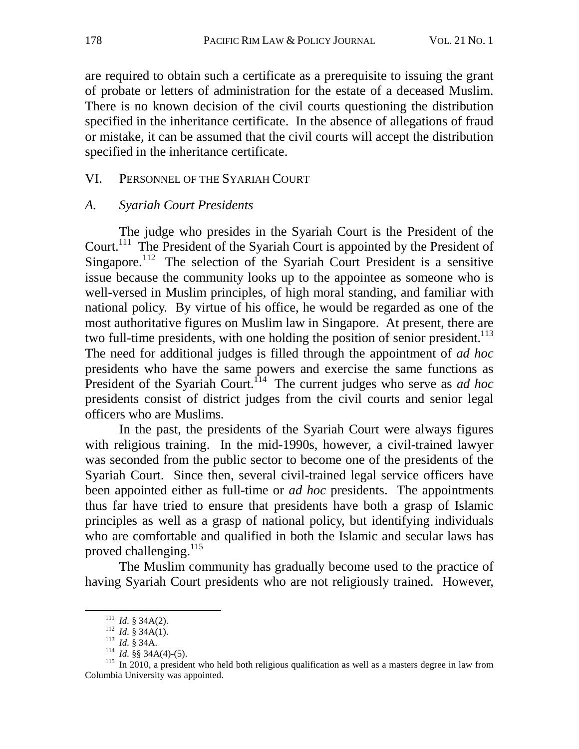are required to obtain such a certificate as a prerequisite to issuing the grant of probate or letters of administration for the estate of a deceased Muslim. There is no known decision of the civil courts questioning the distribution specified in the inheritance certificate. In the absence of allegations of fraud or mistake, it can be assumed that the civil courts will accept the distribution specified in the inheritance certificate.

## VI. PERSONNEL OF THE SYARIAH COURT

### *A. Syariah Court Presidents*

The judge who presides in the Syariah Court is the President of the Court.[111] The President of the Syariah Court is appointed by the President of Singapore.[112] The selection of the Syariah Court President is a sensitive issue because the community looks up to the appointee as someone who is well-versed in Muslim principles, of high moral standing, and familiar with national policy. By virtue of his office, he would be regarded as one of the most authoritative figures on Muslim law in Singapore. At present, there are two full-time presidents, with one holding the position of senior president.[113] The need for additional judges is filled through the appointment of *ad hoc* presidents who have the same powers and exercise the same functions as President of the Syariah Court.[114] The current judges who serve as *ad hoc* presidents consist of district judges from the civil courts and senior legal officers who are Muslims.

In the past, the presidents of the Syariah Court were always figures with religious training. In the mid-1990s, however, a civil-trained lawyer was seconded from the public sector to become one of the presidents of the Syariah Court. Since then, several civil-trained legal service officers have been appointed either as full-time or *ad hoc* presidents. The appointments thus far have tried to ensure that presidents have both a grasp of Islamic principles as well as a grasp of national policy, but identifying individuals who are comfortable and qualified in both the Islamic and secular laws has proved challenging.[115]

The Muslim community has gradually become used to the practice of having Syariah Court presidents who are not religiously trained. However,

---

[111] *Id.* § 34A(2).

[112] *Id.* § 34A(1).

[113] *Id.* § 34A.

[114] *Id.* §§ 34A(4)-(5).

[115] In 2010, a president who held both religious qualification as well as a masters degree in law from Columbia University was appointed.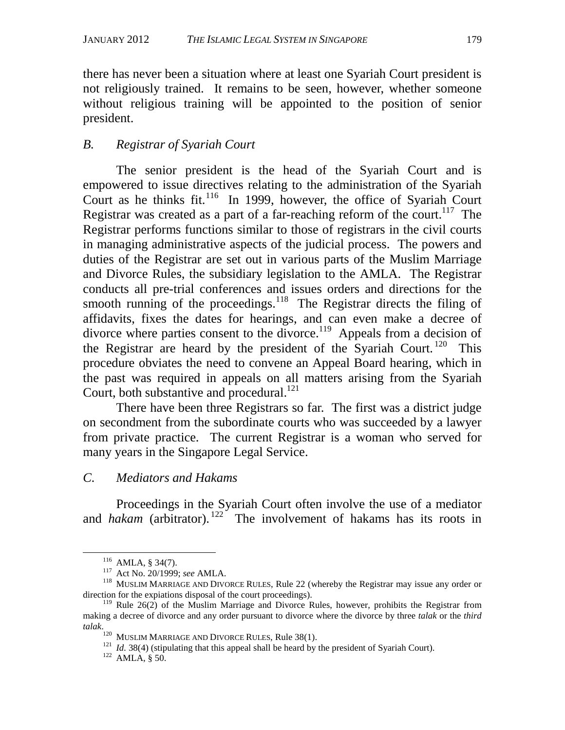there has never been a situation where at least one Syariah Court president is not religiously trained. It remains to be seen, however, whether someone without religious training will be appointed to the position of senior president.

### *B. Registrar of Syariah Court*

The senior president is the head of the Syariah Court and is empowered to issue directives relating to the administration of the Syariah Court as he thinks fit.[116] In 1999, however, the office of Syariah Court Registrar was created as a part of a far-reaching reform of the court.[117] The Registrar performs functions similar to those of registrars in the civil courts in managing administrative aspects of the judicial process. The powers and duties of the Registrar are set out in various parts of the Muslim Marriage and Divorce Rules, the subsidiary legislation to the AMLA. The Registrar conducts all pre-trial conferences and issues orders and directions for the smooth running of the proceedings.[118] The Registrar directs the filing of affidavits, fixes the dates for hearings, and can even make a decree of divorce where parties consent to the divorce.[119] Appeals from a decision of the Registrar are heard by the president of the Syariah Court.[120] This procedure obviates the need to convene an Appeal Board hearing, which in the past was required in appeals on all matters arising from the Syariah Court, both substantive and procedural.[121]

There have been three Registrars so far. The first was a district judge on secondment from the subordinate courts who was succeeded by a lawyer from private practice. The current Registrar is a woman who served for many years in the Singapore Legal Service.

### *C. Mediators and Hakams*

Proceedings in the Syariah Court often involve the use of a mediator and *hakam* (arbitrator).[122] The involvement of hakams has its roots in

---

[116] AMLA, § 34(7).

[117] Act No. 20/1999; *see* AMLA.

[118] MUSLIM MARRIAGE AND DIVORCE RULES, Rule 22 (whereby the Registrar may issue any order or direction for the expiations disposal of the court proceedings).

[119] Rule 26(2) of the Muslim Marriage and Divorce Rules, however, prohibits the Registrar from making a decree of divorce and any order pursuant to divorce where the divorce by three *talak* or the *third talak*.

[120] MUSLIM MARRIAGE AND DIVORCE RULES, Rule 38(1).

[121] *Id.* 38(4) (stipulating that this appeal shall be heard by the president of Syariah Court).

[122] AMLA, § 50.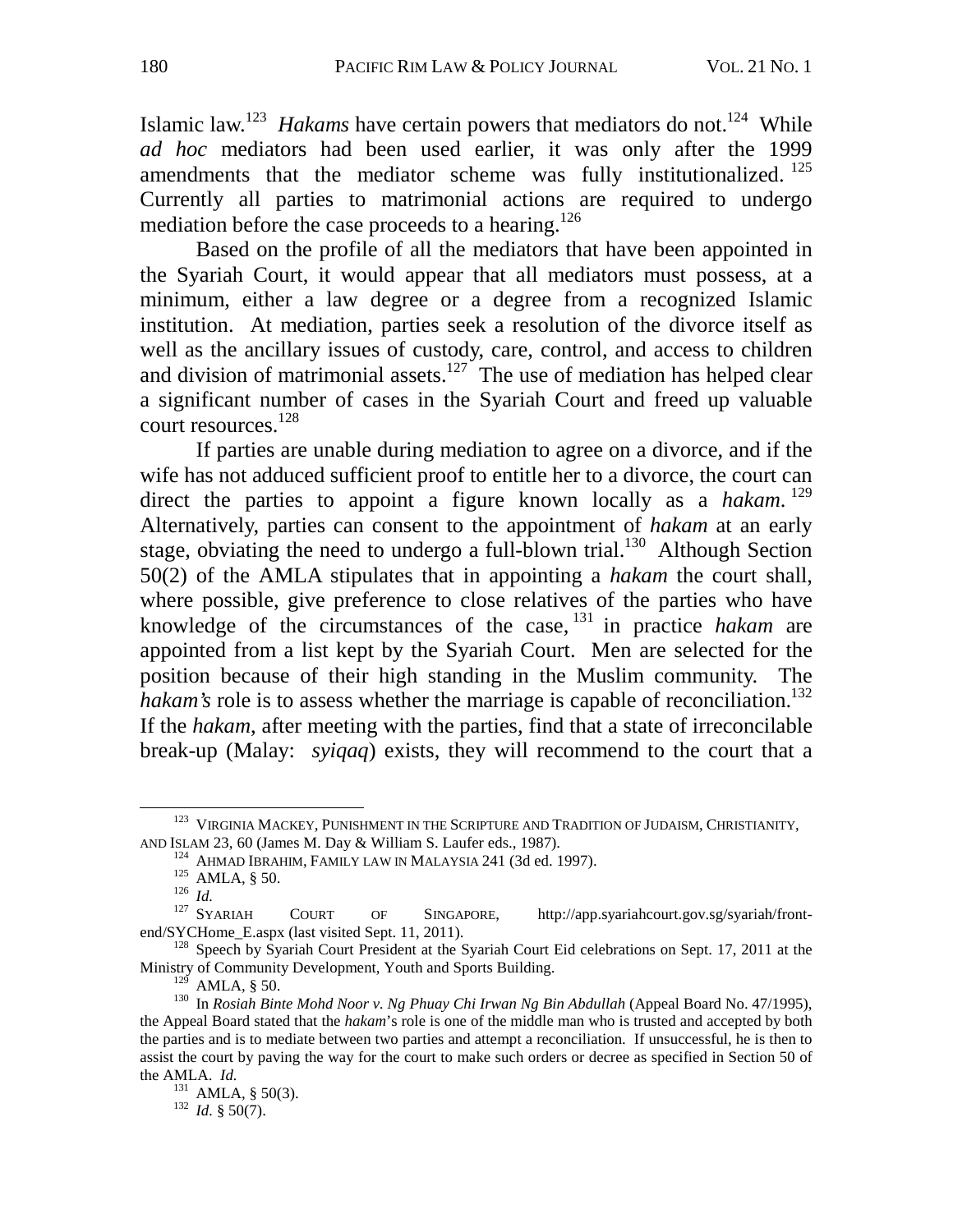Islamic law.[123] *Hakams* have certain powers that mediators do not.[124] While *ad hoc* mediators had been used earlier, it was only after the 1999 amendments that the mediator scheme was fully institutionalized.[125] Currently all parties to matrimonial actions are required to undergo mediation before the case proceeds to a hearing.[126]

Based on the profile of all the mediators that have been appointed in the Syariah Court, it would appear that all mediators must possess, at a minimum, either a law degree or a degree from a recognized Islamic institution. At mediation, parties seek a resolution of the divorce itself as well as the ancillary issues of custody, care, control, and access to children and division of matrimonial assets.[127] The use of mediation has helped clear a significant number of cases in the Syariah Court and freed up valuable court resources.[128]

If parties are unable during mediation to agree on a divorce, and if the wife has not adduced sufficient proof to entitle her to a divorce, the court can direct the parties to appoint a figure known locally as a *hakam*.[129] Alternatively, parties can consent to the appointment of *hakam* at an early stage, obviating the need to undergo a full-blown trial.[130] Although Section 50(2) of the AMLA stipulates that in appointing a *hakam* the court shall, where possible, give preference to close relatives of the parties who have knowledge of the circumstances of the case,[131] in practice *hakam* are appointed from a list kept by the Syariah Court. Men are selected for the position because of their high standing in the Muslim community. The *hakam's* role is to assess whether the marriage is capable of reconciliation.[132] If the *hakam*, after meeting with the parties, find that a state of irreconcilable break-up (Malay: *syiqaq*) exists, they will recommend to the court that a

---

[123] VIRGINIA MACKEY, PUNISHMENT IN THE SCRIPTURE AND TRADITION OF JUDAISM, CHRISTIANITY, AND ISLAM 23, 60 (James M. Day & William S. Laufer eds., 1987).

[124] AHMAD IBRAHIM, FAMILY LAW IN MALAYSIA 241 (3d ed. 1997).

[125] AMLA, § 50.

[126] *Id.*

[127] SYARIAH COURT OF SINGAPORE, http://app.syariahcourt.gov.sg/syariah/front-end/SYCHome_E.aspx (last visited Sept. 11, 2011).

[128] Speech by Syariah Court President at the Syariah Court Eid celebrations on Sept. 17, 2011 at the Ministry of Community Development, Youth and Sports Building.

[129] AMLA, § 50.

[130] In *Rosiah Binte Mohd Noor v. Ng Phuay Chi Irwan Ng Bin Abdullah* (Appeal Board No. 47/1995), the Appeal Board stated that the *hakam*'s role is one of the middle man who is trusted and accepted by both the parties and is to mediate between two parties and attempt a reconciliation. If unsuccessful, he is then to assist the court by paving the way for the court to make such orders or decree as specified in Section 50 of the AMLA. *Id.*

[131] AMLA, § 50(3).

[132] *Id.* § 50(7).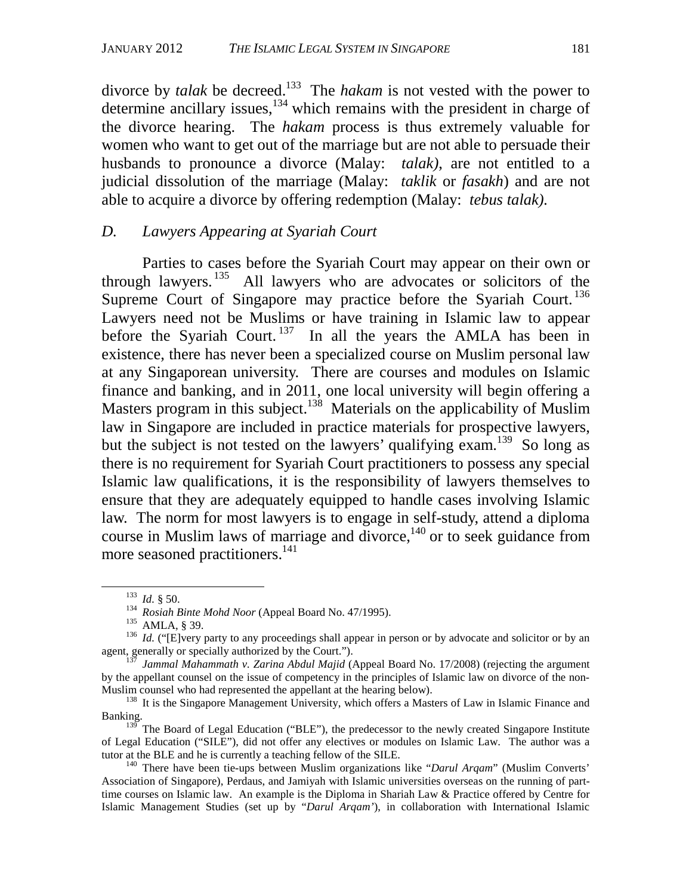divorce by *talak* be decreed.[133] The *hakam* is not vested with the power to determine ancillary issues,[134] which remains with the president in charge of the divorce hearing. The *hakam* process is thus extremely valuable for women who want to get out of the marriage but are not able to persuade their husbands to pronounce a divorce (Malay: *talak)*, are not entitled to a judicial dissolution of the marriage (Malay: *taklik* or *fasakh*) and are not able to acquire a divorce by offering redemption (Malay: *tebus talak).*

### *D. Lawyers Appearing at Syariah Court*

Parties to cases before the Syariah Court may appear on their own or through lawyers.[135] All lawyers who are advocates or solicitors of the Supreme Court of Singapore may practice before the Syariah Court.[136] Lawyers need not be Muslims or have training in Islamic law to appear before the Syariah Court.[137] In all the years the AMLA has been in existence, there has never been a specialized course on Muslim personal law at any Singaporean university. There are courses and modules on Islamic finance and banking, and in 2011, one local university will begin offering a Masters program in this subject.[138] Materials on the applicability of Muslim law in Singapore are included in practice materials for prospective lawyers, but the subject is not tested on the lawyers' qualifying exam.[139] So long as there is no requirement for Syariah Court practitioners to possess any special Islamic law qualifications, it is the responsibility of lawyers themselves to ensure that they are adequately equipped to handle cases involving Islamic law. The norm for most lawyers is to engage in self-study, attend a diploma course in Muslim laws of marriage and divorce,[140] or to seek guidance from more seasoned practitioners.[141]

---

[133] *Id.* § 50.

[134] *Rosiah Binte Mohd Noor* (Appeal Board No. 47/1995).

[135] AMLA, § 39.

[136] *Id.* ("[E]very party to any proceedings shall appear in person or by advocate and solicitor or by an agent, generally or specially authorized by the Court.").

[137] *Jammal Mahammath v. Zarina Abdul Majid* (Appeal Board No. 17/2008) (rejecting the argument by the appellant counsel on the issue of competency in the principles of Islamic law on divorce of the non-Muslim counsel who had represented the appellant at the hearing below).

[138] It is the Singapore Management University, which offers a Masters of Law in Islamic Finance and Banking.

[139] The Board of Legal Education ("BLE"), the predecessor to the newly created Singapore Institute of Legal Education ("SILE"), did not offer any electives or modules on Islamic Law. The author was a tutor at the BLE and he is currently a teaching fellow of the SILE.

[140] There have been tie-ups between Muslim organizations like "*Darul Arqam*" (Muslim Converts' Association of Singapore), Perdaus, and Jamiyah with Islamic universities overseas on the running of part-time courses on Islamic law. An example is the Diploma in Shariah Law & Practice offered by Centre for Islamic Management Studies (set up by "*Darul Arqam'*), in collaboration with International Islamic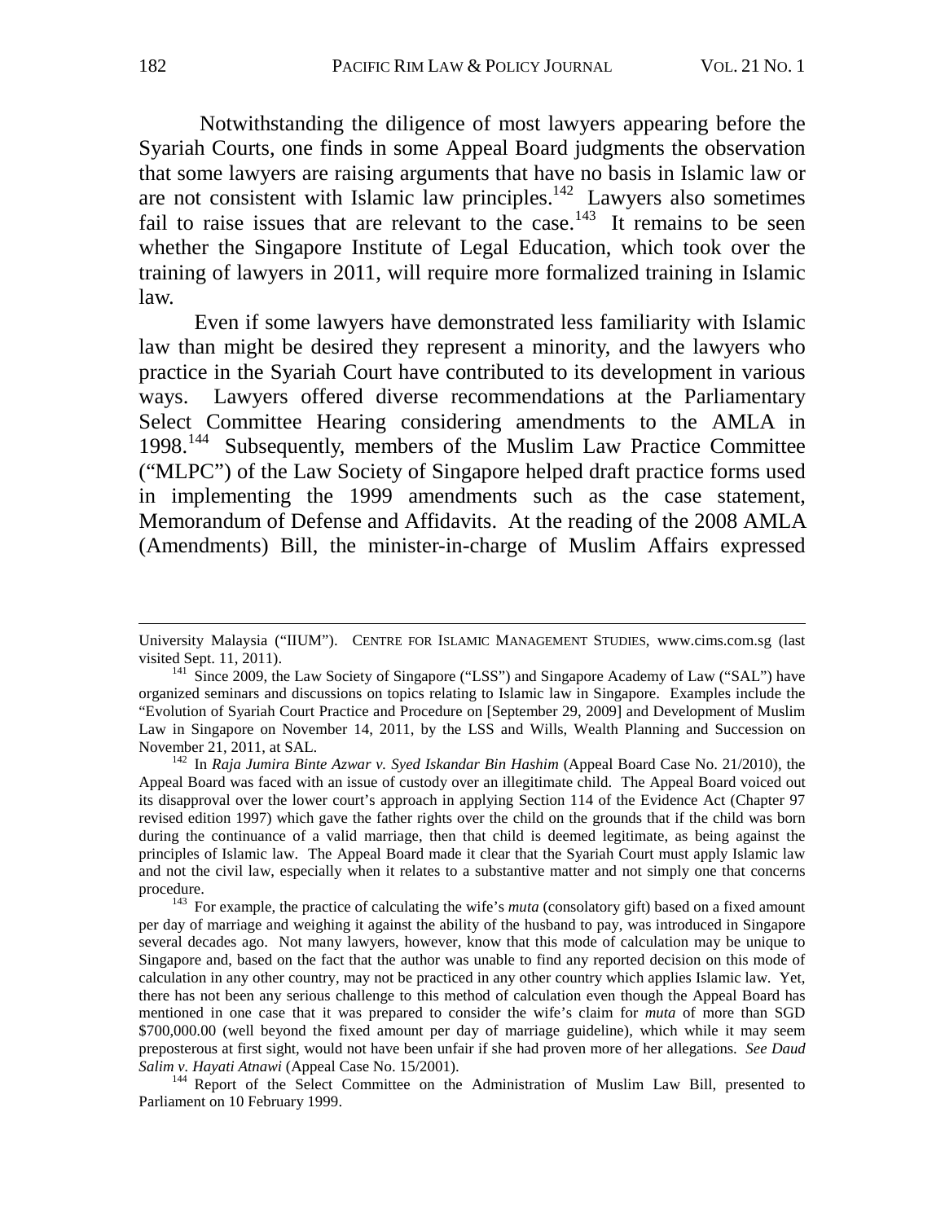Notwithstanding the diligence of most lawyers appearing before the Syariah Courts, one finds in some Appeal Board judgments the observation that some lawyers are raising arguments that have no basis in Islamic law or are not consistent with Islamic law principles.[142] Lawyers also sometimes fail to raise issues that are relevant to the case.[143] It remains to be seen whether the Singapore Institute of Legal Education, which took over the training of lawyers in 2011, will require more formalized training in Islamic law.

Even if some lawyers have demonstrated less familiarity with Islamic law than might be desired they represent a minority, and the lawyers who practice in the Syariah Court have contributed to its development in various ways. Lawyers offered diverse recommendations at the Parliamentary Select Committee Hearing considering amendments to the AMLA in 1998.[144] Subsequently, members of the Muslim Law Practice Committee ("MLPC") of the Law Society of Singapore helped draft practice forms used in implementing the 1999 amendments such as the case statement, Memorandum of Defense and Affidavits. At the reading of the 2008 AMLA (Amendments) Bill, the minister-in-charge of Muslim Affairs expressed

---

University Malaysia ("IIUM"). CENTRE FOR ISLAMIC MANAGEMENT STUDIES, www.cims.com.sg (last visited Sept. 11, 2011).

[141] Since 2009, the Law Society of Singapore ("LSS") and Singapore Academy of Law ("SAL") have organized seminars and discussions on topics relating to Islamic law in Singapore. Examples include the "Evolution of Syariah Court Practice and Procedure on [September 29, 2009] and Development of Muslim Law in Singapore on November 14, 2011, by the LSS and Wills, Wealth Planning and Succession on November 21, 2011, at SAL.

[142] In *Raja Jumira Binte Azwar v. Syed Iskandar Bin Hashim* (Appeal Board Case No. 21/2010), the Appeal Board was faced with an issue of custody over an illegitimate child. The Appeal Board voiced out its disapproval over the lower court's approach in applying Section 114 of the Evidence Act (Chapter 97 revised edition 1997) which gave the father rights over the child on the grounds that if the child was born during the continuance of a valid marriage, then that child is deemed legitimate, as being against the principles of Islamic law. The Appeal Board made it clear that the Syariah Court must apply Islamic law and not the civil law, especially when it relates to a substantive matter and not simply one that concerns procedure.

[143] For example, the practice of calculating the wife's *muta* (consolatory gift) based on a fixed amount per day of marriage and weighing it against the ability of the husband to pay, was introduced in Singapore several decades ago. Not many lawyers, however, know that this mode of calculation may be unique to Singapore and, based on the fact that the author was unable to find any reported decision on this mode of calculation in any other country, may not be practiced in any other country which applies Islamic law. Yet, there has not been any serious challenge to this method of calculation even though the Appeal Board has mentioned in one case that it was prepared to consider the wife's claim for *muta* of more than SGD $700,000.00 (well beyond the fixed amount per day of marriage guideline), which while it may seem preposterous at first sight, would not have been unfair if she had proven more of her allegations. *See Daud Salim v. Hayati Atnawi* (Appeal Case No. 15/2001).

[144] Report of the Select Committee on the Administration of Muslim Law Bill, presented to Parliament on 10 February 1999.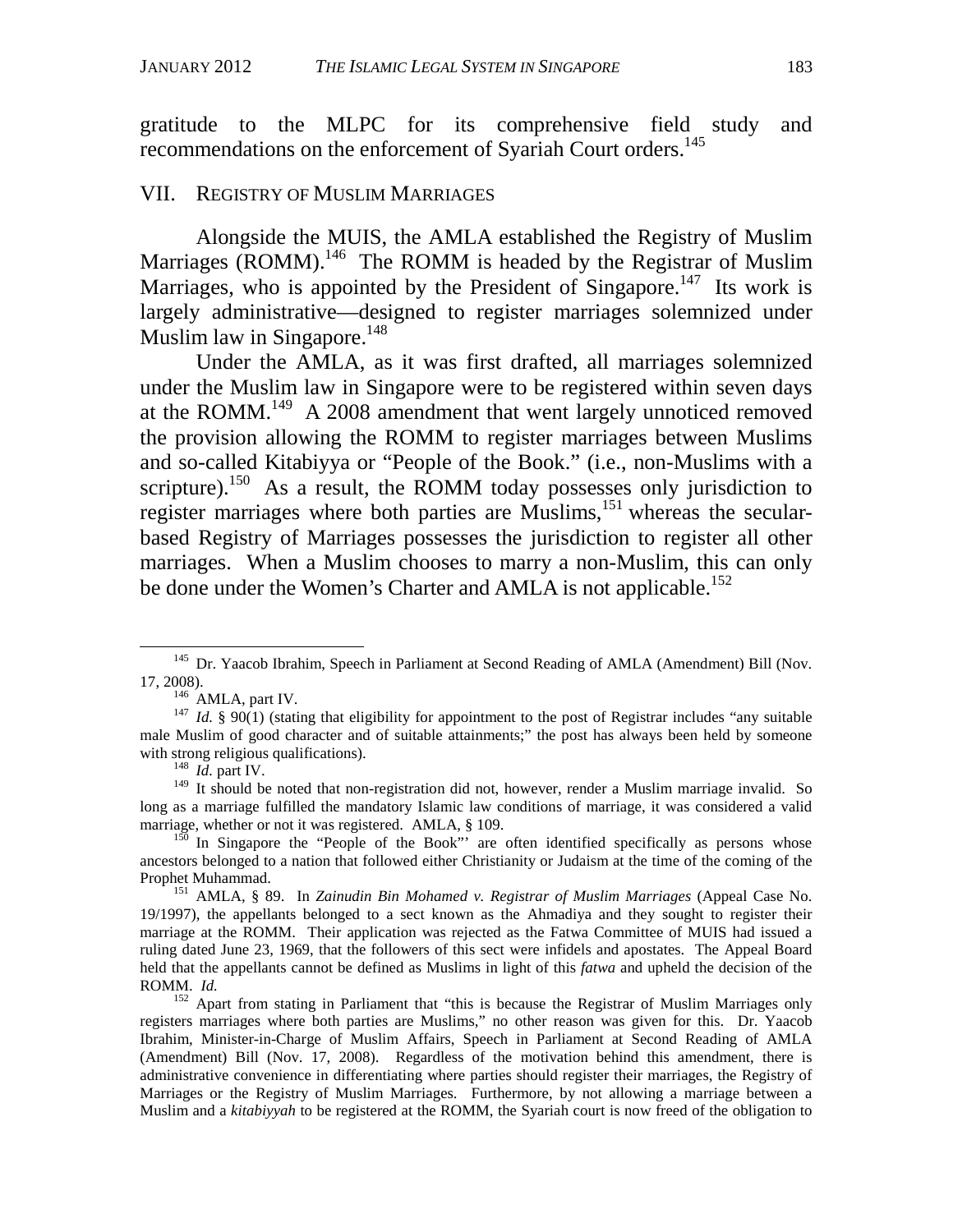gratitude to the MLPC for its comprehensive field study and recommendations on the enforcement of Syariah Court orders.[145]

## VII. REGISTRY OF MUSLIM MARRIAGES

Alongside the MUIS, the AMLA established the Registry of Muslim Marriages (ROMM).[146] The ROMM is headed by the Registrar of Muslim Marriages, who is appointed by the President of Singapore.[147] Its work is largely administrative—designed to register marriages solemnized under Muslim law in Singapore.[148]

Under the AMLA, as it was first drafted, all marriages solemnized under the Muslim law in Singapore were to be registered within seven days at the ROMM.[149] A 2008 amendment that went largely unnoticed removed the provision allowing the ROMM to register marriages between Muslims and so-called Kitabiyya or "People of the Book." (i.e., non-Muslims with a scripture).[150] As a result, the ROMM today possesses only jurisdiction to register marriages where both parties are Muslims,[151] whereas the secular-based Registry of Marriages possesses the jurisdiction to register all other marriages. When a Muslim chooses to marry a non-Muslim, this can only be done under the Women's Charter and AMLA is not applicable.[152]

---

[145] Dr. Yaacob Ibrahim, Speech in Parliament at Second Reading of AMLA (Amendment) Bill (Nov. 17, 2008).

[146] AMLA, part IV.

[147] *Id.* § 90(1) (stating that eligibility for appointment to the post of Registrar includes "any suitable male Muslim of good character and of suitable attainments;" the post has always been held by someone with strong religious qualifications).

[148] *Id.* part IV.

[149] It should be noted that non-registration did not, however, render a Muslim marriage invalid. So long as a marriage fulfilled the mandatory Islamic law conditions of marriage, it was considered a valid marriage, whether or not it was registered. AMLA, § 109.

[150] In Singapore the "People of the Book"' are often identified specifically as persons whose ancestors belonged to a nation that followed either Christianity or Judaism at the time of the coming of the Prophet Muhammad.

[151] AMLA, § 89. In *Zainudin Bin Mohamed v. Registrar of Muslim Marriages* (Appeal Case No. 19/1997), the appellants belonged to a sect known as the Ahmadiya and they sought to register their marriage at the ROMM. Their application was rejected as the Fatwa Committee of MUIS had issued a ruling dated June 23, 1969, that the followers of this sect were infidels and apostates. The Appeal Board held that the appellants cannot be defined as Muslims in light of this *fatwa* and upheld the decision of the ROMM. *Id.*

[152] Apart from stating in Parliament that "this is because the Registrar of Muslim Marriages only registers marriages where both parties are Muslims," no other reason was given for this. Dr. Yaacob Ibrahim, Minister-in-Charge of Muslim Affairs, Speech in Parliament at Second Reading of AMLA (Amendment) Bill (Nov. 17, 2008). Regardless of the motivation behind this amendment, there is administrative convenience in differentiating where parties should register their marriages, the Registry of Marriages or the Registry of Muslim Marriages. Furthermore, by not allowing a marriage between a Muslim and a *kitabiyyah* to be registered at the ROMM, the Syariah court is now freed of the obligation to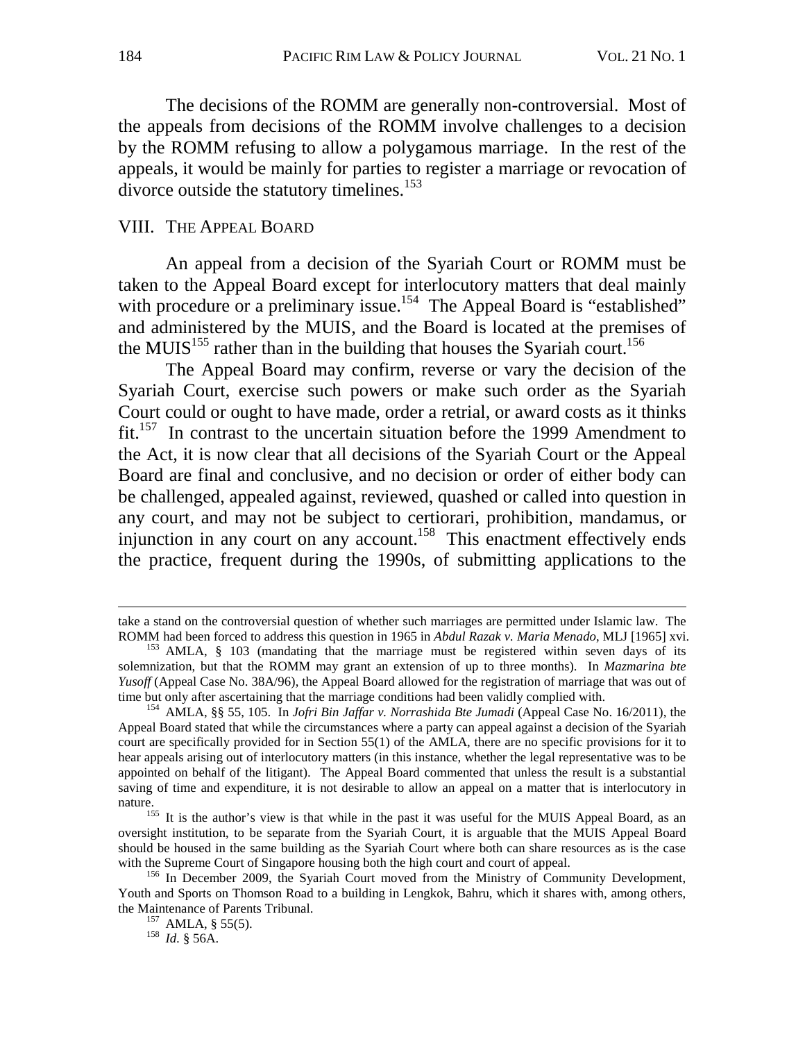The decisions of the ROMM are generally non-controversial. Most of the appeals from decisions of the ROMM involve challenges to a decision by the ROMM refusing to allow a polygamous marriage. In the rest of the appeals, it would be mainly for parties to register a marriage or revocation of divorce outside the statutory timelines.[153]

## VIII. THE APPEAL BOARD

An appeal from a decision of the Syariah Court or ROMM must be taken to the Appeal Board except for interlocutory matters that deal mainly with procedure or a preliminary issue.[154] The Appeal Board is "established" and administered by the MUIS, and the Board is located at the premises of the MUIS[155] rather than in the building that houses the Syariah court.[156]

The Appeal Board may confirm, reverse or vary the decision of the Syariah Court, exercise such powers or make such order as the Syariah Court could or ought to have made, order a retrial, or award costs as it thinks fit.[157] In contrast to the uncertain situation before the 1999 Amendment to the Act, it is now clear that all decisions of the Syariah Court or the Appeal Board are final and conclusive, and no decision or order of either body can be challenged, appealed against, reviewed, quashed or called into question in any court, and may not be subject to certiorari, prohibition, mandamus, or injunction in any court on any account.[158] This enactment effectively ends the practice, frequent during the 1990s, of submitting applications to the

---

take a stand on the controversial question of whether such marriages are permitted under Islamic law. The ROMM had been forced to address this question in 1965 in *Abdul Razak v. Maria Menado*, MLJ [1965] xvi.

[153] AMLA, § 103 (mandating that the marriage must be registered within seven days of its solemnization, but that the ROMM may grant an extension of up to three months). In *Mazmarina bte Yusoff* (Appeal Case No. 38A/96), the Appeal Board allowed for the registration of marriage that was out of time but only after ascertaining that the marriage conditions had been validly complied with.

[154] AMLA, §§ 55, 105. In *Jofri Bin Jaffar v. Norrashida Bte Jumadi* (Appeal Case No. 16/2011), the Appeal Board stated that while the circumstances where a party can appeal against a decision of the Syariah court are specifically provided for in Section 55(1) of the AMLA, there are no specific provisions for it to hear appeals arising out of interlocutory matters (in this instance, whether the legal representative was to be appointed on behalf of the litigant). The Appeal Board commented that unless the result is a substantial saving of time and expenditure, it is not desirable to allow an appeal on a matter that is interlocutory in nature.

[155] It is the author's view is that while in the past it was useful for the MUIS Appeal Board, as an oversight institution, to be separate from the Syariah Court, it is arguable that the MUIS Appeal Board should be housed in the same building as the Syariah Court where both can share resources as is the case with the Supreme Court of Singapore housing both the high court and court of appeal.

[156] In December 2009, the Syariah Court moved from the Ministry of Community Development, Youth and Sports on Thomson Road to a building in Lengkok, Bahru, which it shares with, among others, the Maintenance of Parents Tribunal.

[157] AMLA, § 55(5).

[158] *Id.* § 56A.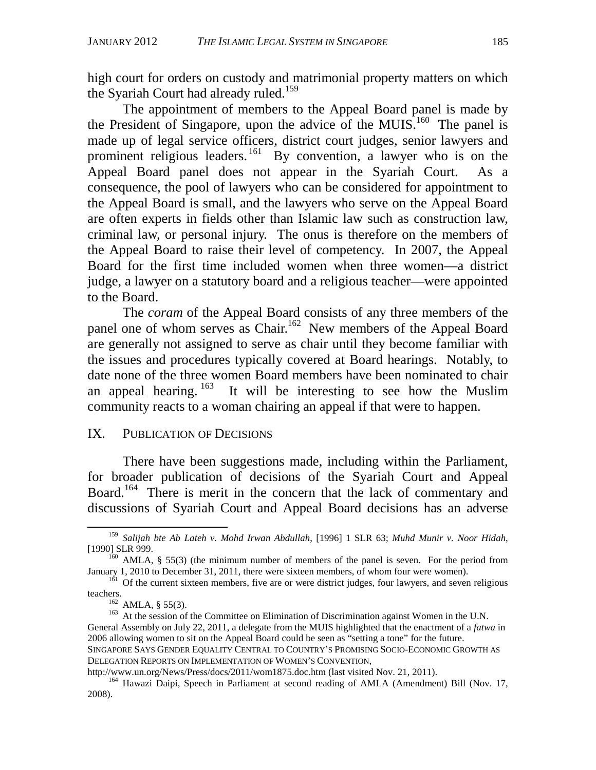high court for orders on custody and matrimonial property matters on which the Syariah Court had already ruled.[159]

The appointment of members to the Appeal Board panel is made by the President of Singapore, upon the advice of the MUIS.[160] The panel is made up of legal service officers, district court judges, senior lawyers and prominent religious leaders.[161] By convention, a lawyer who is on the Appeal Board panel does not appear in the Syariah Court. As a consequence, the pool of lawyers who can be considered for appointment to the Appeal Board is small, and the lawyers who serve on the Appeal Board are often experts in fields other than Islamic law such as construction law, criminal law, or personal injury. The onus is therefore on the members of the Appeal Board to raise their level of competency. In 2007, the Appeal Board for the first time included women when three women—a district judge, a lawyer on a statutory board and a religious teacher—were appointed to the Board.

The *coram* of the Appeal Board consists of any three members of the panel one of whom serves as Chair.[162] New members of the Appeal Board are generally not assigned to serve as chair until they become familiar with the issues and procedures typically covered at Board hearings. Notably, to date none of the three women Board members have been nominated to chair an appeal hearing.[163] It will be interesting to see how the Muslim community reacts to a woman chairing an appeal if that were to happen.

## IX. PUBLICATION OF DECISIONS

There have been suggestions made, including within the Parliament, for broader publication of decisions of the Syariah Court and Appeal Board.[164] There is merit in the concern that the lack of commentary and discussions of Syariah Court and Appeal Board decisions has an adverse

---

[159] *Salijah bte Ab Lateh v. Mohd Irwan Abdullah*, [1996] 1 SLR 63; *Muhd Munir v. Noor Hidah*, [1990] SLR 999.

[160] AMLA, § 55(3) (the minimum number of members of the panel is seven. For the period from January 1, 2010 to December 31, 2011, there were sixteen members, of whom four were women).

[161] Of the current sixteen members, five are or were district judges, four lawyers, and seven religious teachers.

[162] AMLA, § 55(3).

[163] At the session of the Committee on Elimination of Discrimination against Women in the U.N. General Assembly on July 22, 2011, a delegate from the MUIS highlighted that the enactment of a *fatwa* in 2006 allowing women to sit on the Appeal Board could be seen as "setting a tone" for the future. SINGAPORE SAYS GENDER EQUALITY CENTRAL TO COUNTRY'S PROMISING SOCIO-ECONOMIC GROWTH AS DELEGATION REPORTS ON IMPLEMENTATION OF WOMEN'S CONVENTION, http://www.un.org/News/Press/docs/2011/wom1875.doc.htm (last visited Nov. 21, 2011).

[164] Hawazi Daipi, Speech in Parliament at second reading of AMLA (Amendment) Bill (Nov. 17, 2008).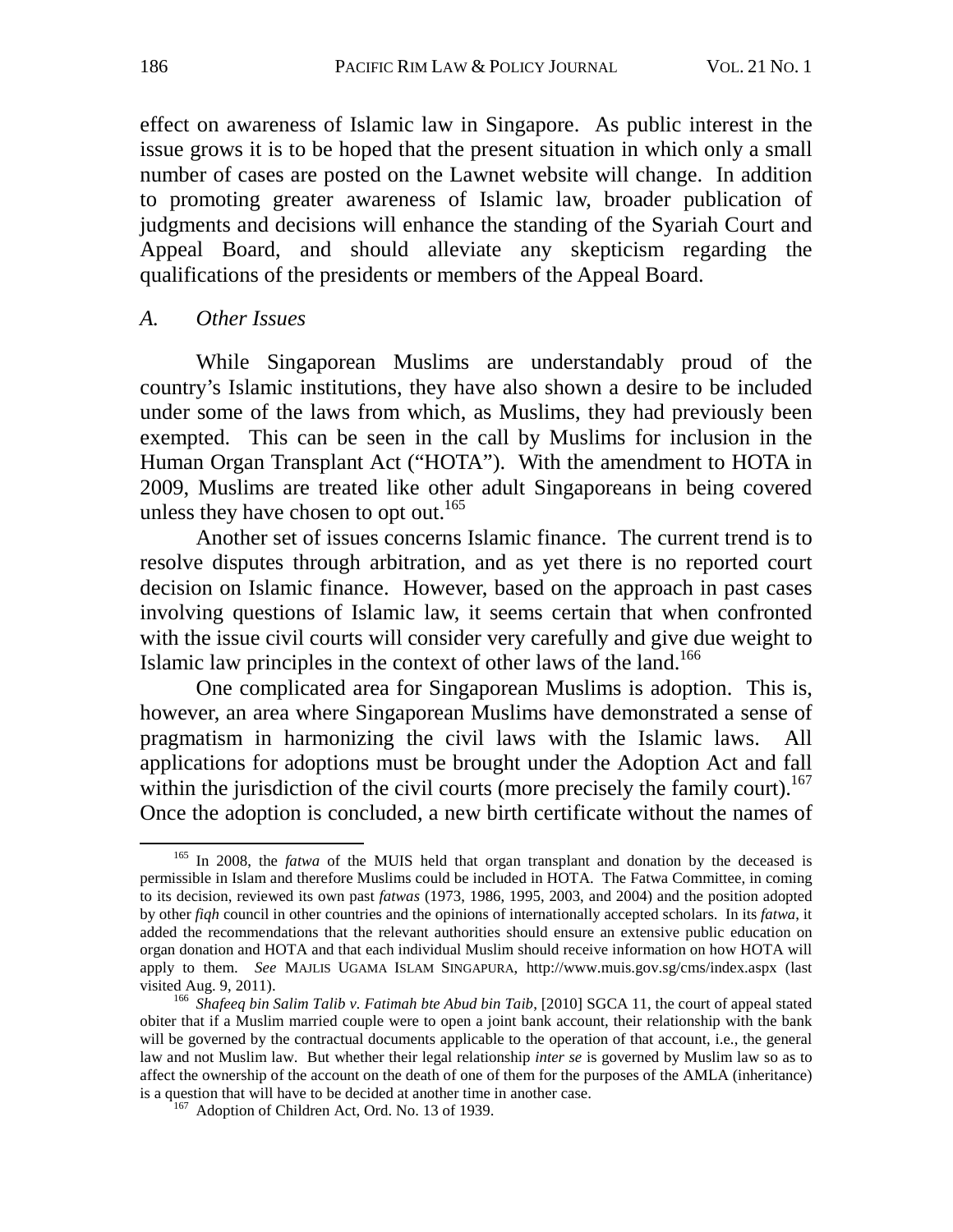effect on awareness of Islamic law in Singapore. As public interest in the issue grows it is to be hoped that the present situation in which only a small number of cases are posted on the Lawnet website will change. In addition to promoting greater awareness of Islamic law, broader publication of judgments and decisions will enhance the standing of the Syariah Court and Appeal Board, and should alleviate any skepticism regarding the qualifications of the presidents or members of the Appeal Board.

## *A. Other Issues*

While Singaporean Muslims are understandably proud of the country's Islamic institutions, they have also shown a desire to be included under some of the laws from which, as Muslims, they had previously been exempted. This can be seen in the call by Muslims for inclusion in the Human Organ Transplant Act ("HOTA"). With the amendment to HOTA in 2009, Muslims are treated like other adult Singaporeans in being covered unless they have chosen to opt out.[165]

Another set of issues concerns Islamic finance. The current trend is to resolve disputes through arbitration, and as yet there is no reported court decision on Islamic finance. However, based on the approach in past cases involving questions of Islamic law, it seems certain that when confronted with the issue civil courts will consider very carefully and give due weight to Islamic law principles in the context of other laws of the land.[166]

One complicated area for Singaporean Muslims is adoption. This is, however, an area where Singaporean Muslims have demonstrated a sense of pragmatism in harmonizing the civil laws with the Islamic laws. All applications for adoptions must be brought under the Adoption Act and fall within the jurisdiction of the civil courts (more precisely the family court).[167] Once the adoption is concluded, a new birth certificate without the names of

---

[165] In 2008, the *fatwa* of the MUIS held that organ transplant and donation by the deceased is permissible in Islam and therefore Muslims could be included in HOTA. The Fatwa Committee, in coming to its decision, reviewed its own past *fatwas* (1973, 1986, 1995, 2003, and 2004) and the position adopted by other *fiqh* council in other countries and the opinions of internationally accepted scholars. In its *fatwa*, it added the recommendations that the relevant authorities should ensure an extensive public education on organ donation and HOTA and that each individual Muslim should receive information on how HOTA will apply to them. *See* MAJLIS UGAMA ISLAM SINGAPURA, http://www.muis.gov.sg/cms/index.aspx (last visited Aug. 9, 2011).

[166] *Shafeeq bin Salim Talib v. Fatimah bte Abud bin Taib*, [2010] SGCA 11, the court of appeal stated obiter that if a Muslim married couple were to open a joint bank account, their relationship with the bank will be governed by the contractual documents applicable to the operation of that account, i.e., the general law and not Muslim law. But whether their legal relationship *inter se* is governed by Muslim law so as to affect the ownership of the account on the death of one of them for the purposes of the AMLA (inheritance) is a question that will have to be decided at another time in another case.

[167] Adoption of Children Act, Ord. No. 13 of 1939.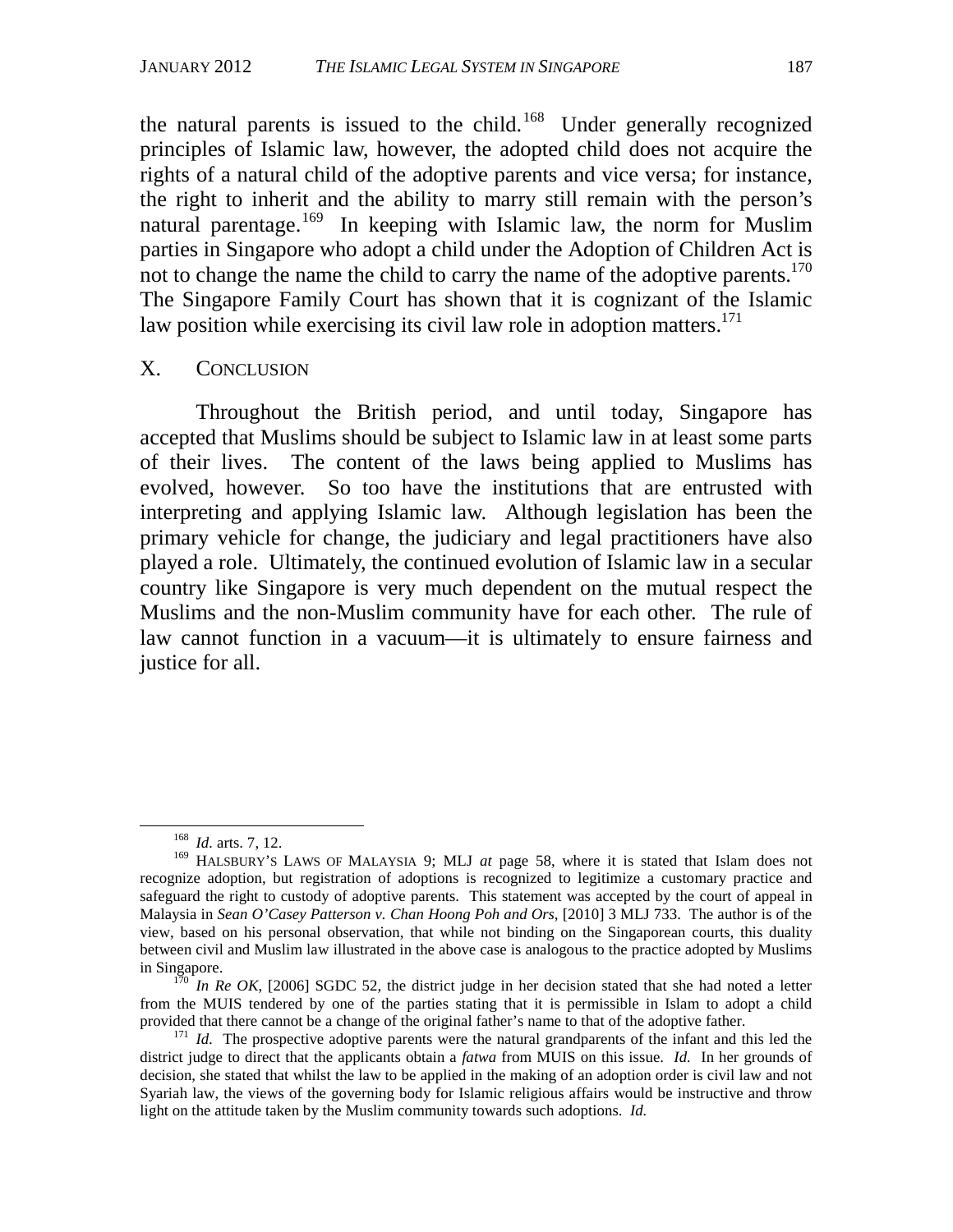the natural parents is issued to the child.[168] Under generally recognized principles of Islamic law, however, the adopted child does not acquire the rights of a natural child of the adoptive parents and vice versa; for instance, the right to inherit and the ability to marry still remain with the person's natural parentage.[169] In keeping with Islamic law, the norm for Muslim parties in Singapore who adopt a child under the Adoption of Children Act is not to change the name the child to carry the name of the adoptive parents.[170] The Singapore Family Court has shown that it is cognizant of the Islamic law position while exercising its civil law role in adoption matters.[171]

## X. CONCLUSION

Throughout the British period, and until today, Singapore has accepted that Muslims should be subject to Islamic law in at least some parts of their lives. The content of the laws being applied to Muslims has evolved, however. So too have the institutions that are entrusted with interpreting and applying Islamic law. Although legislation has been the primary vehicle for change, the judiciary and legal practitioners have also played a role. Ultimately, the continued evolution of Islamic law in a secular country like Singapore is very much dependent on the mutual respect the Muslims and the non-Muslim community have for each other. The rule of law cannot function in a vacuum—it is ultimately to ensure fairness and justice for all.

---

[168] *Id.* arts. 7, 12.

[169] HALSBURY'S LAWS OF MALAYSIA 9; MLJ *at* page 58, where it is stated that Islam does not recognize adoption, but registration of adoptions is recognized to legitimize a customary practice and safeguard the right to custody of adoptive parents. This statement was accepted by the court of appeal in Malaysia in *Sean O'Casey Patterson v. Chan Hoong Poh and Ors*, [2010] 3 MLJ 733. The author is of the view, based on his personal observation, that while not binding on the Singaporean courts, this duality between civil and Muslim law illustrated in the above case is analogous to the practice adopted by Muslims in Singapore.

[170] *In Re OK*, [2006] SGDC 52, the district judge in her decision stated that she had noted a letter from the MUIS tendered by one of the parties stating that it is permissible in Islam to adopt a child provided that there cannot be a change of the original father's name to that of the adoptive father.

[171] *Id.* The prospective adoptive parents were the natural grandparents of the infant and this led the district judge to direct that the applicants obtain a *fatwa* from MUIS on this issue. *Id.* In her grounds of decision, she stated that whilst the law to be applied in the making of an adoption order is civil law and not Syariah law, the views of the governing body for Islamic religious affairs would be instructive and throw light on the attitude taken by the Muslim community towards such adoptions. *Id.*